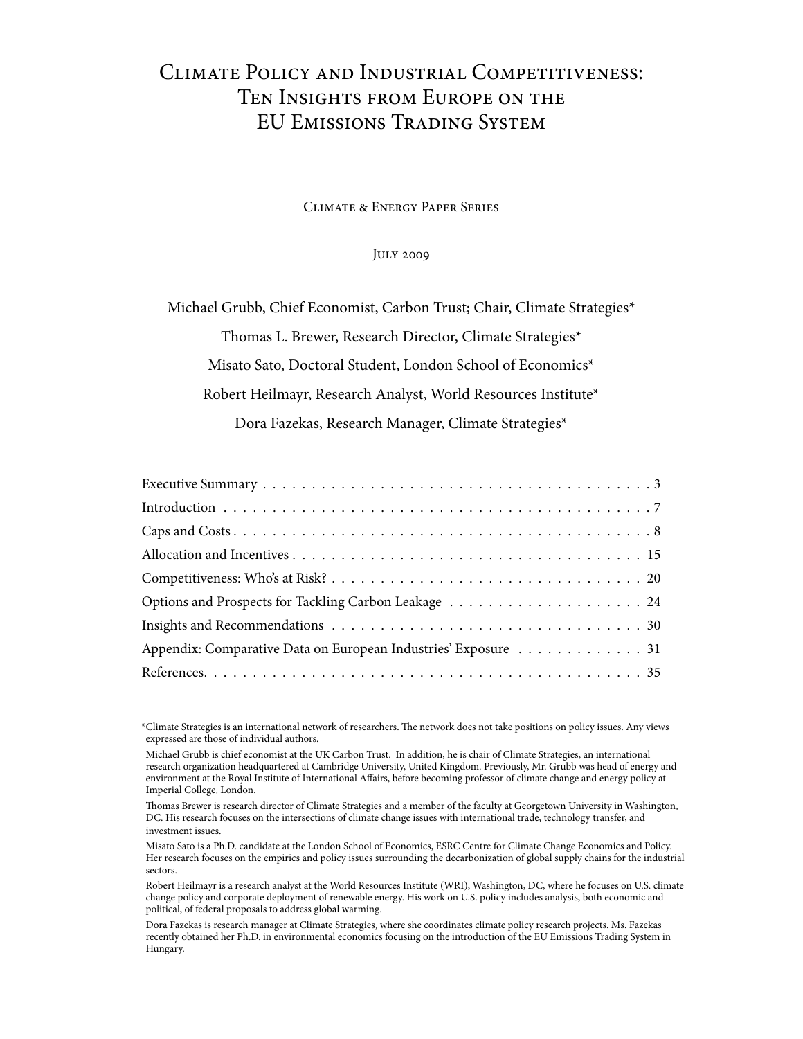# Climate Policy and Industrial Competitiveness: Ten Insights from Europe on the EU Emissions Trading System

Climate & Energy Paper Series

July 2009

Michael Grubb, Chief Economist, Carbon Trust; Chair, Climate Strategies*

Thomas L. Brewer, Research Director, Climate Strategies*

Misato Sato, Doctoral Student, London School of Economics*

Robert Heilmayr, Research Analyst, World Resources Institute*

Dora Fazekas, Research Manager, Climate Strategies*

| | |
|---|---|
| Executive Summary | 3 |
| Introduction | 7 |
| Caps and Costs | 8 |
| Allocation and Incentives | 15 |
| Competitiveness: Who's at Risk? | 20 |
| Options and Prospects for Tackling Carbon Leakage | 24 |
| Insights and Recommendations | 30 |
| Appendix: Comparative Data on European Industries' Exposure | 31 |
| References | 35 |

*Climate Strategies is an international network of researchers. The network does not take positions on policy issues. Any views expressed are those of individual authors.

Michael Grubb is chief economist at the UK Carbon Trust. In addition, he is chair of Climate Strategies, an international research organization headquartered at Cambridge University, United Kingdom. Previously, Mr. Grubb was head of energy and environment at the Royal Institute of International Affairs, before becoming professor of climate change and energy policy at Imperial College, London.

Thomas Brewer is research director of Climate Strategies and a member of the faculty at Georgetown University in Washington, DC. His research focuses on the intersections of climate change issues with international trade, technology transfer, and investment issues.

Misato Sato is a Ph.D. candidate at the London School of Economics, ESRC Centre for Climate Change Economics and Policy. Her research focuses on the empirics and policy issues surrounding the decarbonization of global supply chains for the industrial sectors.

Robert Heilmayr is a research analyst at the World Resources Institute (WRI), Washington, DC, where he focuses on U.S. climate change policy and corporate deployment of renewable energy. His work on U.S. policy includes analysis, both economic and political, of federal proposals to address global warming.

Dora Fazekas is research manager at Climate Strategies, where she coordinates climate policy research projects. Ms. Fazekas recently obtained her Ph.D. in environmental economics focusing on the introduction of the EU Emissions Trading System in Hungary.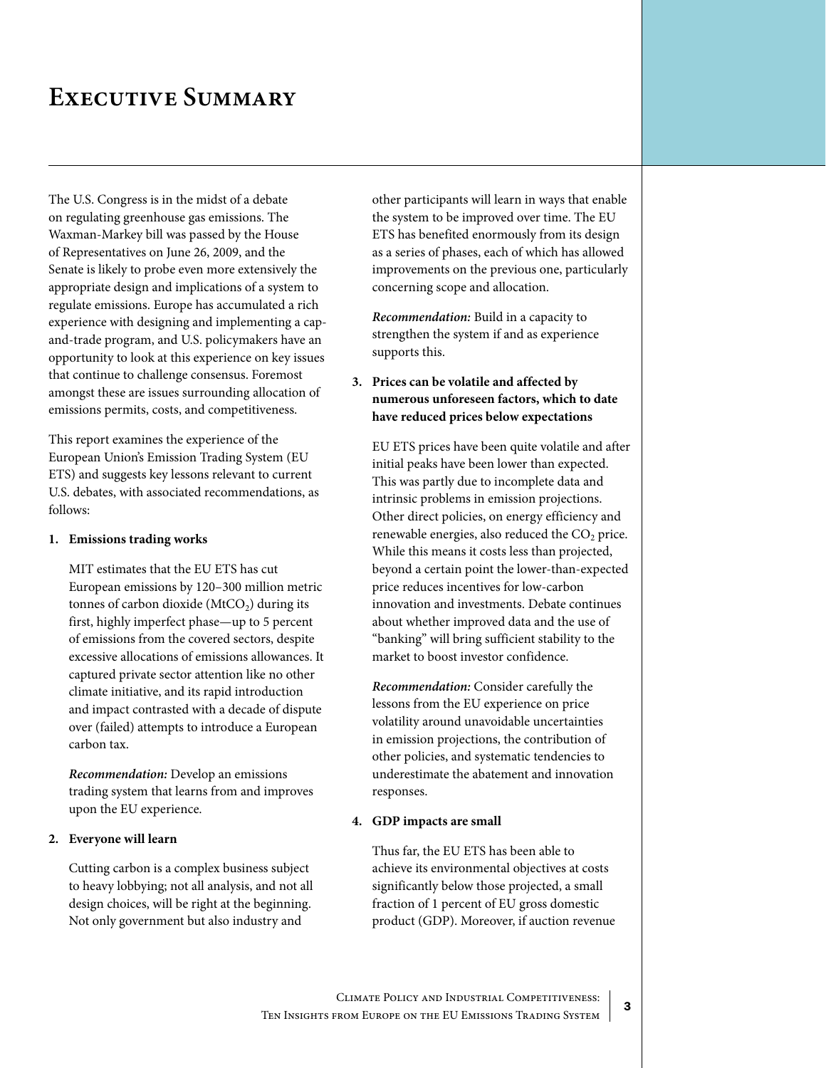# Executive Summary

The U.S. Congress is in the midst of a debate on regulating greenhouse gas emissions. The Waxman-Markey bill was passed by the House of Representatives on June 26, 2009, and the Senate is likely to probe even more extensively the appropriate design and implications of a system to regulate emissions. Europe has accumulated a rich experience with designing and implementing a cap-and-trade program, and U.S. policymakers have an opportunity to look at this experience on key issues that continue to challenge consensus. Foremost amongst these are issues surrounding allocation of emissions permits, costs, and competitiveness.

This report examines the experience of the European Union's Emission Trading System (EU ETS) and suggests key lessons relevant to current U.S. debates, with associated recommendations, as follows:

1. **Emissions trading works**

   MIT estimates that the EU ETS has cut European emissions by 120–300 million metric tonnes of carbon dioxide ($MtCO_2$) during its first, highly imperfect phase—up to 5 percent of emissions from the covered sectors, despite excessive allocations of emissions allowances. It captured private sector attention like no other climate initiative, and its rapid introduction and impact contrasted with a decade of dispute over (failed) attempts to introduce a European carbon tax.

   ***Recommendation:*** Develop an emissions trading system that learns from and improves upon the EU experience.

2. **Everyone will learn**

   Cutting carbon is a complex business subject to heavy lobbying; not all analysis, and not all design choices, will be right at the beginning. Not only government but also industry and other participants will learn in ways that enable the system to be improved over time. The EU ETS has benefited enormously from its design as a series of phases, each of which has allowed improvements on the previous one, particularly concerning scope and allocation.

   ***Recommendation:*** Build in a capacity to strengthen the system if and as experience supports this.

3. **Prices can be volatile and affected by numerous unforeseen factors, which to date have reduced prices below expectations**

   EU ETS prices have been quite volatile and after initial peaks have been lower than expected. This was partly due to incomplete data and intrinsic problems in emission projections. Other direct policies, on energy efficiency and renewable energies, also reduced the $CO_2$ price. While this means it costs less than projected, beyond a certain point the lower-than-expected price reduces incentives for low-carbon innovation and investments. Debate continues about whether improved data and the use of "banking" will bring sufficient stability to the market to boost investor confidence.

   ***Recommendation:*** Consider carefully the lessons from the EU experience on price volatility around unavoidable uncertainties in emission projections, the contribution of other policies, and systematic tendencies to underestimate the abatement and innovation responses.

4. **GDP impacts are small**

   Thus far, the EU ETS has been able to achieve its environmental objectives at costs significantly below those projected, a small fraction of 1 percent of EU gross domestic product (GDP). Moreover, if auction revenue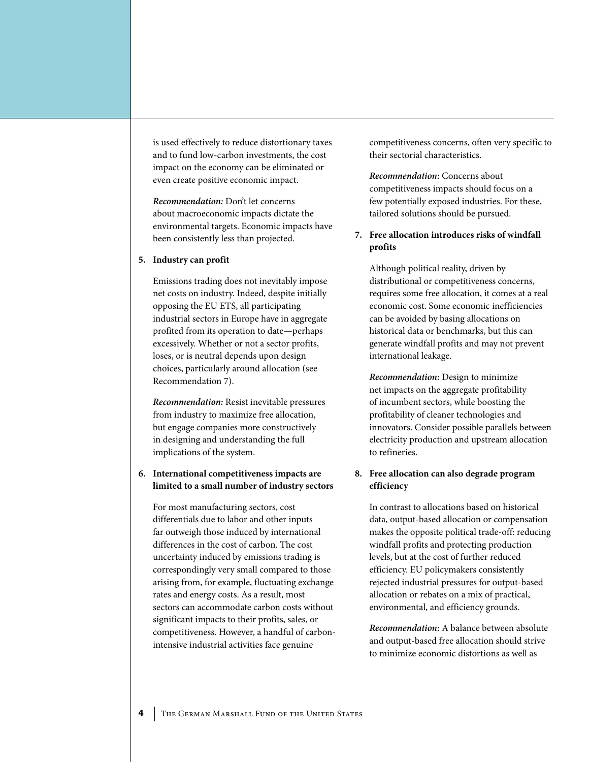is used effectively to reduce distortionary taxes and to fund low-carbon investments, the cost impact on the economy can be eliminated or even create positive economic impact.

*Recommendation:* Don't let concerns about macroeconomic impacts dictate the environmental targets. Economic impacts have been consistently less than projected.

5. **Industry can profit**

   Emissions trading does not inevitably impose net costs on industry. Indeed, despite initially opposing the EU ETS, all participating industrial sectors in Europe have in aggregate profited from its operation to date—perhaps excessively. Whether or not a sector profits, loses, or is neutral depends upon design choices, particularly around allocation (see Recommendation 7).

   *Recommendation:* Resist inevitable pressures from industry to maximize free allocation, but engage companies more constructively in designing and understanding the full implications of the system.

6. **International competitiveness impacts are limited to a small number of industry sectors**

   For most manufacturing sectors, cost differentials due to labor and other inputs far outweigh those induced by international differences in the cost of carbon. The cost uncertainty induced by emissions trading is correspondingly very small compared to those arising from, for example, fluctuating exchange rates and energy costs. As a result, most sectors can accommodate carbon costs without significant impacts to their profits, sales, or competitiveness. However, a handful of carbon-intensive industrial activities face genuine competitiveness concerns, often very specific to their sectorial characteristics.

   *Recommendation:* Concerns about competitiveness impacts should focus on a few potentially exposed industries. For these, tailored solutions should be pursued.

7. **Free allocation introduces risks of windfall profits**

   Although political reality, driven by distributional or competitiveness concerns, requires some free allocation, it comes at a real economic cost. Some economic inefficiencies can be avoided by basing allocations on historical data or benchmarks, but this can generate windfall profits and may not prevent international leakage.

   *Recommendation:* Design to minimize net impacts on the aggregate profitability of incumbent sectors, while boosting the profitability of cleaner technologies and innovators. Consider possible parallels between electricity production and upstream allocation to refineries.

8. **Free allocation can also degrade program efficiency**

   In contrast to allocations based on historical data, output-based allocation or compensation makes the opposite political trade-off: reducing windfall profits and protecting production levels, but at the cost of further reduced efficiency. EU policymakers consistently rejected industrial pressures for output-based allocation or rebates on a mix of practical, environmental, and efficiency grounds.

   *Recommendation:* A balance between absolute and output-based free allocation should strive to minimize economic distortions as well as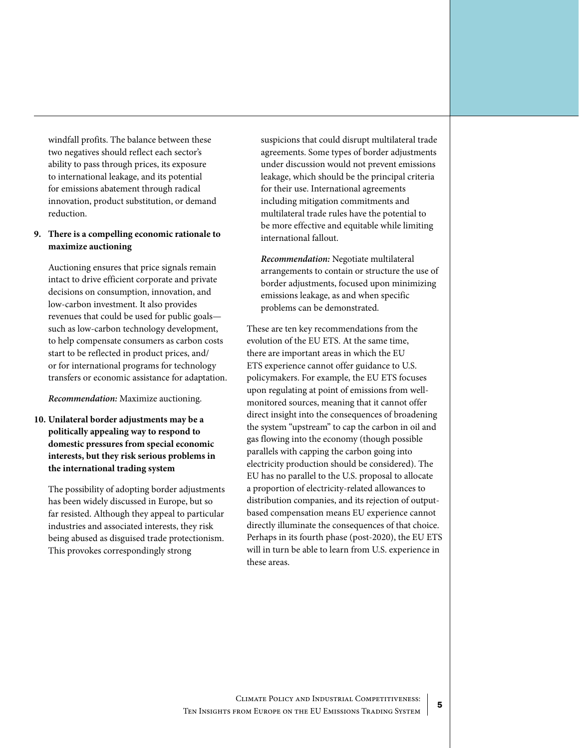windfall profits. The balance between these two negatives should reflect each sector's ability to pass through prices, its exposure to international leakage, and its potential for emissions abatement through radical innovation, product substitution, or demand reduction.

9. **There is a compelling economic rationale to maximize auctioning**

   Auctioning ensures that price signals remain intact to drive efficient corporate and private decisions on consumption, innovation, and low-carbon investment. It also provides revenues that could be used for public goals—such as low-carbon technology development, to help compensate consumers as carbon costs start to be reflected in product prices, and/or for international programs for technology transfers or economic assistance for adaptation.

   ***Recommendation:*** Maximize auctioning.

10. **Unilateral border adjustments may be a politically appealing way to respond to domestic pressures from special economic interests, but they risk serious problems in the international trading system**

    The possibility of adopting border adjustments has been widely discussed in Europe, but so far resisted. Although they appeal to particular industries and associated interests, they risk being abused as disguised trade protectionism. This provokes correspondingly strong suspicions that could disrupt multilateral trade agreements. Some types of border adjustments under discussion would not prevent emissions leakage, which should be the principal criteria for their use. International agreements including mitigation commitments and multilateral trade rules have the potential to be more effective and equitable while limiting international fallout.

    ***Recommendation:*** Negotiate multilateral arrangements to contain or structure the use of border adjustments, focused upon minimizing emissions leakage, as and when specific problems can be demonstrated.

These are ten key recommendations from the evolution of the EU ETS. At the same time, there are important areas in which the EU ETS experience cannot offer guidance to U.S. policymakers. For example, the EU ETS focuses upon regulating at point of emissions from well-monitored sources, meaning that it cannot offer direct insight into the consequences of broadening the system "upstream" to cap the carbon in oil and gas flowing into the economy (though possible parallels with capping the carbon going into electricity production should be considered). The EU has no parallel to the U.S. proposal to allocate a proportion of electricity-related allowances to distribution companies, and its rejection of output-based compensation means EU experience cannot directly illuminate the consequences of that choice. Perhaps in its fourth phase (post-2020), the EU ETS will in turn be able to learn from U.S. experience in these areas.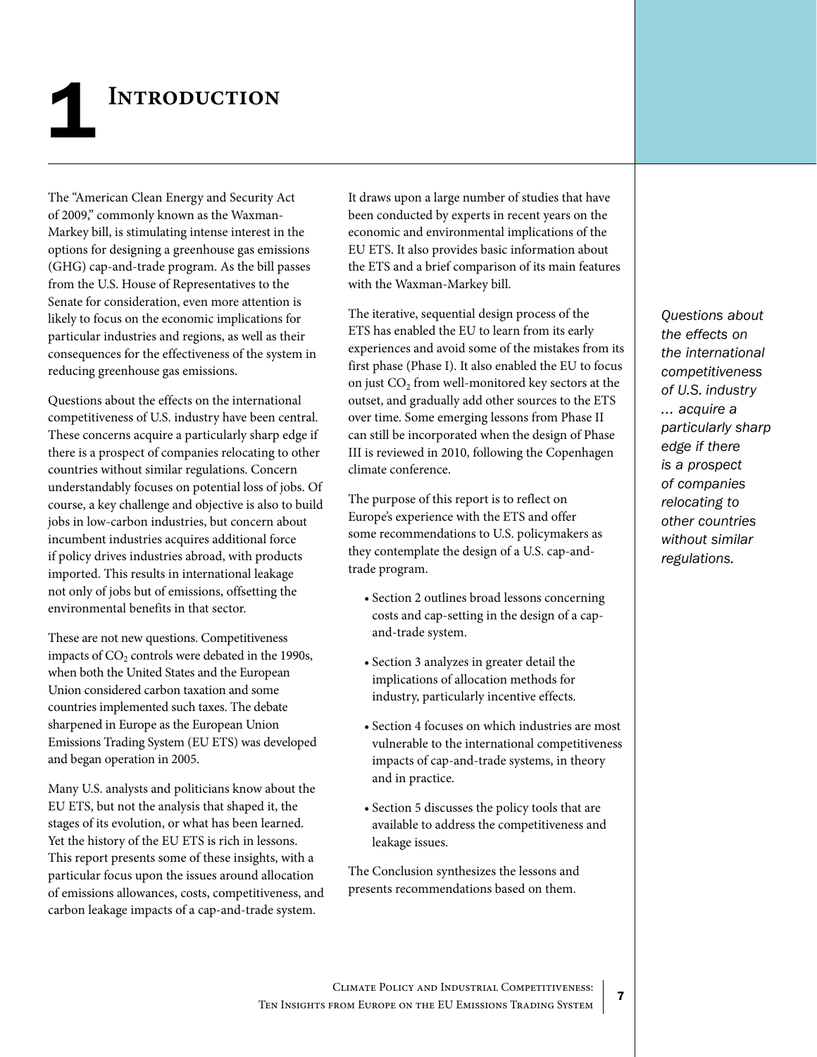# 1 Introduction

The "American Clean Energy and Security Act of 2009," commonly known as the Waxman-Markey bill, is stimulating intense interest in the options for designing a greenhouse gas emissions (GHG) cap-and-trade program. As the bill passes from the U.S. House of Representatives to the Senate for consideration, even more attention is likely to focus on the economic implications for particular industries and regions, as well as their consequences for the effectiveness of the system in reducing greenhouse gas emissions.

Questions about the effects on the international competitiveness of U.S. industry have been central. These concerns acquire a particularly sharp edge if there is a prospect of companies relocating to other countries without similar regulations. Concern understandably focuses on potential loss of jobs. Of course, a key challenge and objective is also to build jobs in low-carbon industries, but concern about incumbent industries acquires additional force if policy drives industries abroad, with products imported. This results in international leakage not only of jobs but of emissions, offsetting the environmental benefits in that sector.

These are not new questions. Competitiveness impacts of $CO_2$ controls were debated in the 1990s, when both the United States and the European Union considered carbon taxation and some countries implemented such taxes. The debate sharpened in Europe as the European Union Emissions Trading System (EU ETS) was developed and began operation in 2005.

Many U.S. analysts and politicians know about the EU ETS, but not the analysis that shaped it, the stages of its evolution, or what has been learned. Yet the history of the EU ETS is rich in lessons. This report presents some of these insights, with a particular focus upon the issues around allocation of emissions allowances, costs, competitiveness, and carbon leakage impacts of a cap-and-trade system. It draws upon a large number of studies that have been conducted by experts in recent years on the economic and environmental implications of the EU ETS. It also provides basic information about the ETS and a brief comparison of its main features with the Waxman-Markey bill.

The iterative, sequential design process of the ETS has enabled the EU to learn from its early experiences and avoid some of the mistakes from its first phase (Phase I). It also enabled the EU to focus on just $CO_2$ from well-monitored key sectors at the outset, and gradually add other sources to the ETS over time. Some emerging lessons from Phase II can still be incorporated when the design of Phase III is reviewed in 2010, following the Copenhagen climate conference.

The purpose of this report is to reflect on Europe's experience with the ETS and offer some recommendations to U.S. policymakers as they contemplate the design of a U.S. cap-and-trade program.

- Section 2 outlines broad lessons concerning costs and cap-setting in the design of a cap-and-trade system.
- Section 3 analyzes in greater detail the implications of allocation methods for industry, particularly incentive effects.
- Section 4 focuses on which industries are most vulnerable to the international competitiveness impacts of cap-and-trade systems, in theory and in practice.
- Section 5 discusses the policy tools that are available to address the competitiveness and leakage issues.

The Conclusion synthesizes the lessons and presents recommendations based on them.

*Questions about the effects on the international competitiveness of U.S. industry … acquire a particularly sharp edge if there is a prospect of companies relocating to other countries without similar regulations.*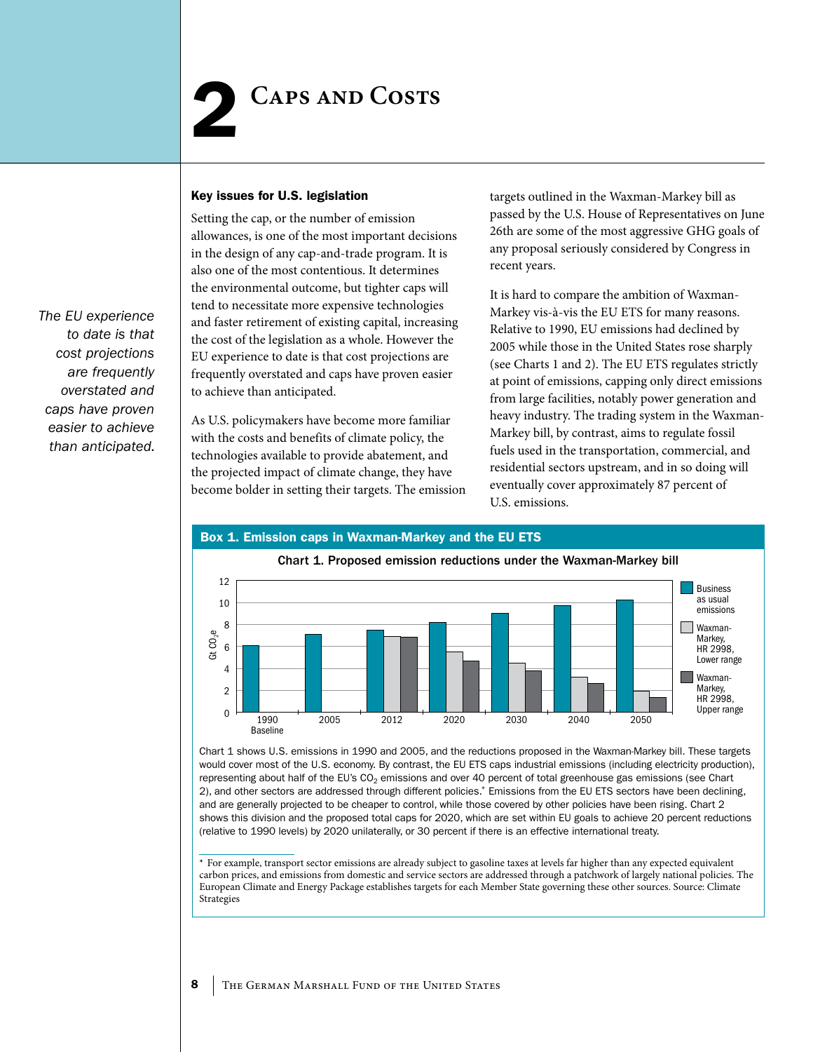# 2 Caps and Costs

*The EU experience to date is that cost projections are frequently overstated and caps have proven easier to achieve than anticipated.*

### Key issues for U.S. legislation

Setting the cap, or the number of emission allowances, is one of the most important decisions in the design of any cap-and-trade program. It is also one of the most contentious. It determines the environmental outcome, but tighter caps will tend to necessitate more expensive technologies and faster retirement of existing capital, increasing the cost of the legislation as a whole. However the EU experience to date is that cost projections are frequently overstated and caps have proven easier to achieve than anticipated.

As U.S. policymakers have become more familiar with the costs and benefits of climate policy, the technologies available to provide abatement, and the projected impact of climate change, they have become bolder in setting their targets. The emission targets outlined in the Waxman-Markey bill as passed by the U.S. House of Representatives on June 26th are some of the most aggressive GHG goals of any proposal seriously considered by Congress in recent years.

It is hard to compare the ambition of Waxman-Markey vis-à-vis the EU ETS for many reasons. Relative to 1990, EU emissions had declined by 2005 while those in the United States rose sharply (see Charts 1 and 2). The EU ETS regulates strictly at point of emissions, capping only direct emissions from large facilities, notably power generation and heavy industry. The trading system in the Waxman-Markey bill, by contrast, aims to regulate fossil fuels used in the transportation, commercial, and residential sectors upstream, and in so doing will eventually cover approximately 87 percent of U.S. emissions.

#### Box 1. Emission caps in Waxman-Markey and the EU ETS

Chart 1. Proposed emission reductions under the Waxman-Markey bill

Chart 1 shows U.S. emissions in 1990 and 2005, and the reductions proposed in the Waxman-Markey bill. These targets would cover most of the U.S. economy. By contrast, the EU ETS caps industrial emissions (including electricity production), representing about half of the EU's $CO_2$ emissions and over 40 percent of total greenhouse gas emissions (see Chart 2), and other sectors are addressed through different policies.* Emissions from the EU ETS sectors have been declining, and are generally projected to be cheaper to control, while those covered by other policies have been rising. Chart 2 shows this division and the proposed total caps for 2020, which are set within EU goals to achieve 20 percent reductions (relative to 1990 levels) by 2020 unilaterally, or 30 percent if there is an effective international treaty.

* For example, transport sector emissions are already subject to gasoline taxes at levels far higher than any expected equivalent carbon prices, and emissions from domestic and service sectors are addressed through a patchwork of largely national policies. The European Climate and Energy Package establishes targets for each Member State governing these other sources. Source: Climate Strategies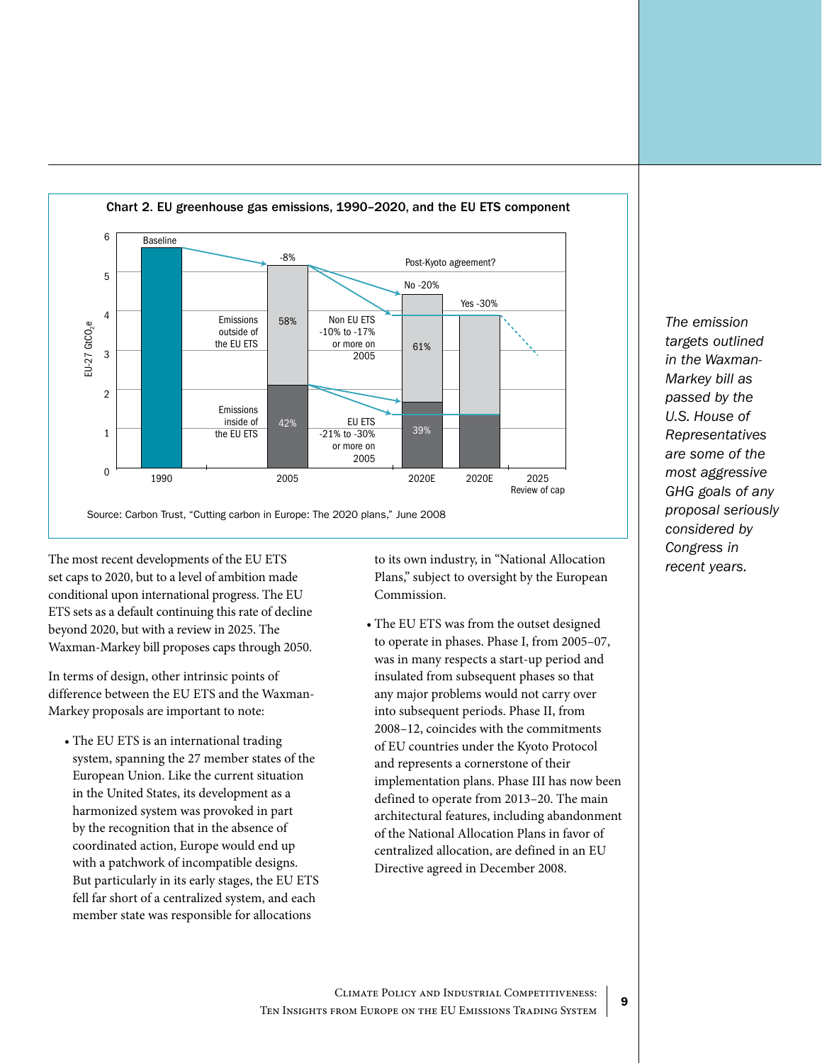**Chart 2. EU greenhouse gas emissions, 1990–2020, and the EU ETS component**

Source: Carbon Trust, "Cutting carbon in Europe: The 2020 plans," June 2008

*The emission targets outlined in the Waxman-Markey bill as passed by the U.S. House of Representatives are some of the most aggressive GHG goals of any proposal seriously considered by Congress in recent years.*

The most recent developments of the EU ETS set caps to 2020, but to a level of ambition made conditional upon international progress. The EU ETS sets as a default continuing this rate of decline beyond 2020, but with a review in 2025. The Waxman-Markey bill proposes caps through 2050.

In terms of design, other intrinsic points of difference between the EU ETS and the Waxman-Markey proposals are important to note:

- The EU ETS is an international trading system, spanning the 27 member states of the European Union. Like the current situation in the United States, its development as a harmonized system was provoked in part by the recognition that in the absence of coordinated action, Europe would end up with a patchwork of incompatible designs. But particularly in its early stages, the EU ETS fell far short of a centralized system, and each member state was responsible for allocations to its own industry, in "National Allocation Plans," subject to oversight by the European Commission.

- The EU ETS was from the outset designed to operate in phases. Phase I, from 2005–07, was in many respects a start-up period and insulated from subsequent phases so that any major problems would not carry over into subsequent periods. Phase II, from 2008–12, coincides with the commitments of EU countries under the Kyoto Protocol and represents a cornerstone of their implementation plans. Phase III has now been defined to operate from 2013–20. The main architectural features, including abandonment of the National Allocation Plans in favor of centralized allocation, are defined in an EU Directive agreed in December 2008.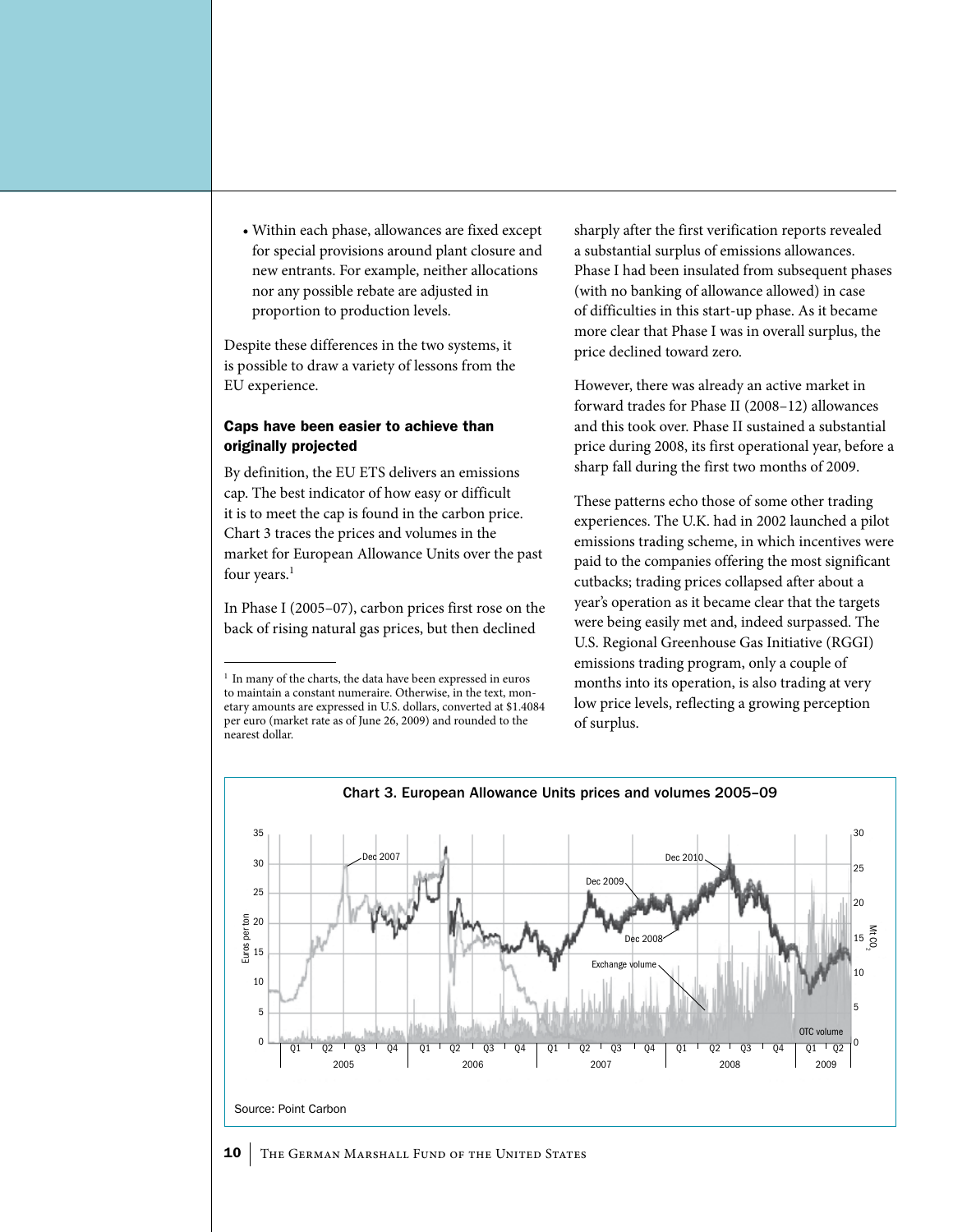- Within each phase, allowances are fixed except for special provisions around plant closure and new entrants. For example, neither allocations nor any possible rebate are adjusted in proportion to production levels.

Despite these differences in the two systems, it is possible to draw a variety of lessons from the EU experience.

### Caps have been easier to achieve than originally projected

By definition, the EU ETS delivers an emissions cap. The best indicator of how easy or difficult it is to meet the cap is found in the carbon price. Chart 3 traces the prices and volumes in the market for European Allowance Units over the past four years.[1]

In Phase I (2005–07), carbon prices first rose on the back of rising natural gas prices, but then declined sharply after the first verification reports revealed a substantial surplus of emissions allowances. Phase I had been insulated from subsequent phases (with no banking of allowance allowed) in case of difficulties in this start-up phase. As it became more clear that Phase I was in overall surplus, the price declined toward zero.

However, there was already an active market in forward trades for Phase II (2008–12) allowances and this took over. Phase II sustained a substantial price during 2008, its first operational year, before a sharp fall during the first two months of 2009.

These patterns echo those of some other trading experiences. The U.K. had in 2002 launched a pilot emissions trading scheme, in which incentives were paid to the companies offering the most significant cutbacks; trading prices collapsed after about a year's operation as it became clear that the targets were being easily met and, indeed, surpassed. The U.S. Regional Greenhouse Gas Initiative (RGGI) emissions trading program, only a couple of months into its operation, is also trading at very low price levels, reflecting a growing perception of surplus.

[1] In many of the charts, the data have been expressed in euros to maintain a constant numeraire. Otherwise, in the text, monetary amounts are expressed in U.S. dollars, converted at $1.4084 per euro (market rate as of June 26, 2009) and rounded to the nearest dollar.

**Chart 3. European Allowance Units prices and volumes 2005–09**

Source: Point Carbon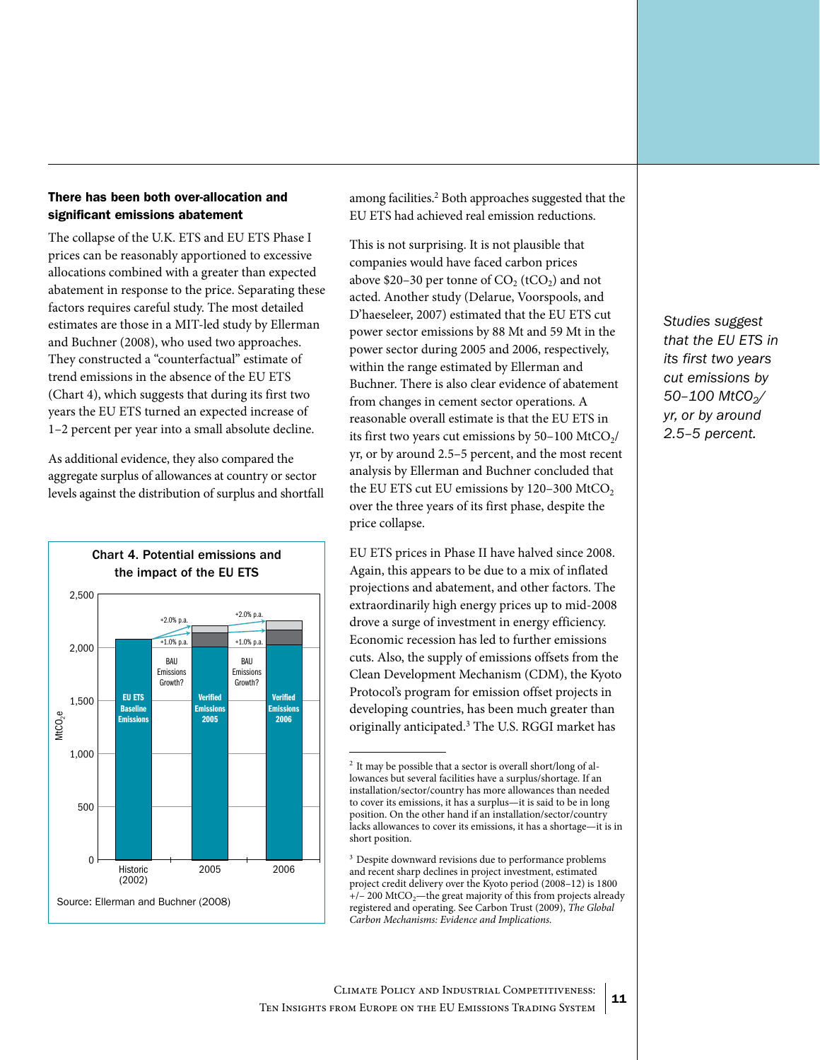### There has been both over-allocation and significant emissions abatement

The collapse of the U.K. ETS and EU ETS Phase I prices can be reasonably apportioned to excessive allocations combined with a greater than expected abatement in response to the price. Separating these factors requires careful study. The most detailed estimates are those in a MIT-led study by Ellerman and Buchner (2008), who used two approaches. They constructed a "counterfactual" estimate of trend emissions in the absence of the EU ETS (Chart 4), which suggests that during its first two years the EU ETS turned an expected increase of 1–2 percent per year into a small absolute decline.

As additional evidence, they also compared the aggregate surplus of allowances at country or sector levels against the distribution of surplus and shortfall among facilities.[2] Both approaches suggested that the EU ETS had achieved real emission reductions.

**Chart 4. Potential emissions and the impact of the EU ETS**

| | Historic (2002) | 2005 | 2006 |
|---|---|---|---|
| Bar | EU ETS Baseline Emissions | Verified Emissions 2005 | Verified Emissions 2006 |
| BAU Emissions Growth? | | +1.0% p.a. / +2.0% p.a. | +1.0% p.a. / +2.0% p.a. |

Y-axis: $MtCO_2e$ (0–2,500)

Source: Ellerman and Buchner (2008)

This is not surprising. It is not plausible that companies would have faced carbon prices above $20–30 per tonne of $CO_2$ ($tCO_2$) and not acted. Another study (Delarue, Voorspools, and D'haeseleer, 2007) estimated that the EU ETS cut power sector emissions by 88 Mt and 59 Mt in the power sector during 2005 and 2006, respectively, within the range estimated by Ellerman and Buchner. There is also clear evidence of abatement from changes in cement sector operations. A reasonable overall estimate is that the EU ETS in its first two years cut emissions by 50–100 $MtCO_2$/yr, or by around 2.5–5 percent, and the most recent analysis by Ellerman and Buchner concluded that the EU ETS cut EU emissions by 120–300 $MtCO_2$ over the three years of its first phase, despite the price collapse.

*Studies suggest that the EU ETS in its first two years cut emissions by 50–100 $MtCO_2$/yr, or by around 2.5–5 percent.*

EU ETS prices in Phase II have halved since 2008. Again, this appears to be due to a mix of inflated projections and abatement, and other factors. The extraordinarily high energy prices up to mid-2008 drove a surge of investment in energy efficiency. Economic recession has led to further emissions cuts. Also, the supply of emissions offsets from the Clean Development Mechanism (CDM), the Kyoto Protocol's program for emission offset projects in developing countries, has been much greater than originally anticipated.[3] The U.S. RGGI market has

---

[2] It may be possible that a sector is overall short/long of allowances but several facilities have a surplus/shortage. If an installation/sector/country has more allowances than needed to cover its emissions, it has a surplus—it is said to be in long position. On the other hand if an installation/sector/country lacks allowances to cover its emissions, it has a shortage—it is in short position.

[3] Despite downward revisions due to performance problems and recent sharp declines in project investment, estimated project credit delivery over the Kyoto period (2008–12) is 1800 +/− 200 $MtCO_2$—the great majority of this from projects already registered and operating. See Carbon Trust (2009), *The Global Carbon Mechanisms: Evidence and Implications.*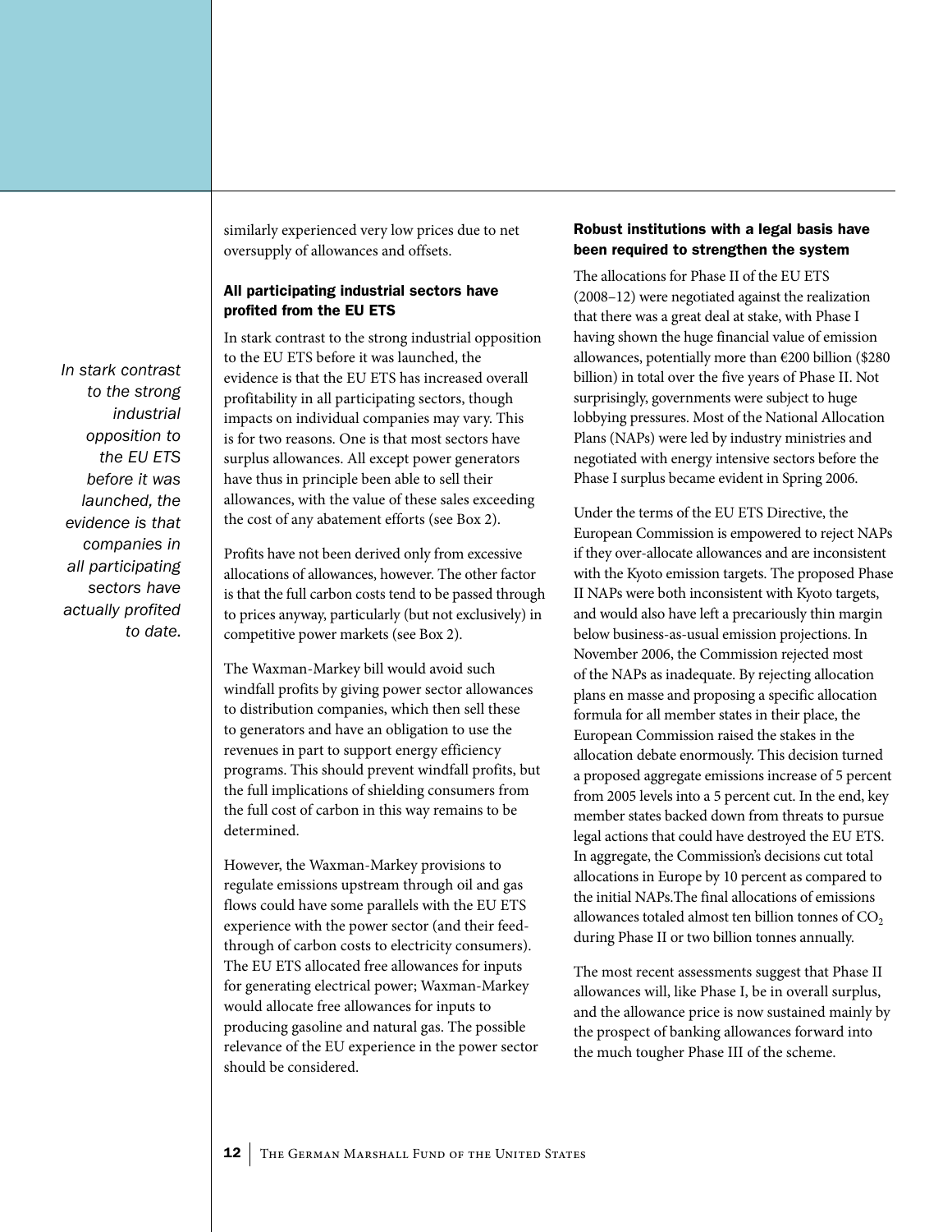similarly experienced very low prices due to net oversupply of allowances and offsets.

#### All participating industrial sectors have profited from the EU ETS

*In stark contrast to the strong industrial opposition to the EU ETS before it was launched, the evidence is that companies in all participating sectors have actually profited to date.*

In stark contrast to the strong industrial opposition to the EU ETS before it was launched, the evidence is that the EU ETS has increased overall profitability in all participating sectors, though impacts on individual companies may vary. This is for two reasons. One is that most sectors have surplus allowances. All except power generators have thus in principle been able to sell their allowances, with the value of these sales exceeding the cost of any abatement efforts (see Box 2).

Profits have not been derived only from excessive allocations of allowances, however. The other factor is that the full carbon costs tend to be passed through to prices anyway, particularly (but not exclusively) in competitive power markets (see Box 2).

The Waxman-Markey bill would avoid such windfall profits by giving power sector allowances to distribution companies, which then sell these to generators and have an obligation to use the revenues in part to support energy efficiency programs. This should prevent windfall profits, but the full implications of shielding consumers from the full cost of carbon in this way remains to be determined.

However, the Waxman-Markey provisions to regulate emissions upstream through oil and gas flows could have some parallels with the EU ETS experience with the power sector (and their feed-through of carbon costs to electricity consumers). The EU ETS allocated free allowances for inputs for generating electrical power; Waxman-Markey would allocate free allowances for inputs to producing gasoline and natural gas. The possible relevance of the EU experience in the power sector should be considered.

#### Robust institutions with a legal basis have been required to strengthen the system

The allocations for Phase II of the EU ETS (2008–12) were negotiated against the realization that there was a great deal at stake, with Phase I having shown the huge financial value of emission allowances, potentially more than €200 billion ($280 billion) in total over the five years of Phase II. Not surprisingly, governments were subject to huge lobbying pressures. Most of the National Allocation Plans (NAPs) were led by industry ministries and negotiated with energy intensive sectors before the Phase I surplus became evident in Spring 2006.

Under the terms of the EU ETS Directive, the European Commission is empowered to reject NAPs if they over-allocate allowances and are inconsistent with the Kyoto emission targets. The proposed Phase II NAPs were both inconsistent with Kyoto targets, and would also have left a precariously thin margin below business-as-usual emission projections. In November 2006, the Commission rejected most of the NAPs as inadequate. By rejecting allocation plans en masse and proposing a specific allocation formula for all member states in their place, the European Commission raised the stakes in the allocation debate enormously. This decision turned a proposed aggregate emissions increase of 5 percent from 2005 levels into a 5 percent cut. In the end, key member states backed down from threats to pursue legal actions that could have destroyed the EU ETS. In aggregate, the Commission's decisions cut total allocations in Europe by 10 percent as compared to the initial NAPs.The final allocations of emissions allowances totaled almost ten billion tonnes of $CO_2$ during Phase II or two billion tonnes annually.

The most recent assessments suggest that Phase II allowances will, like Phase I, be in overall surplus, and the allowance price is now sustained mainly by the prospect of banking allowances forward into the much tougher Phase III of the scheme.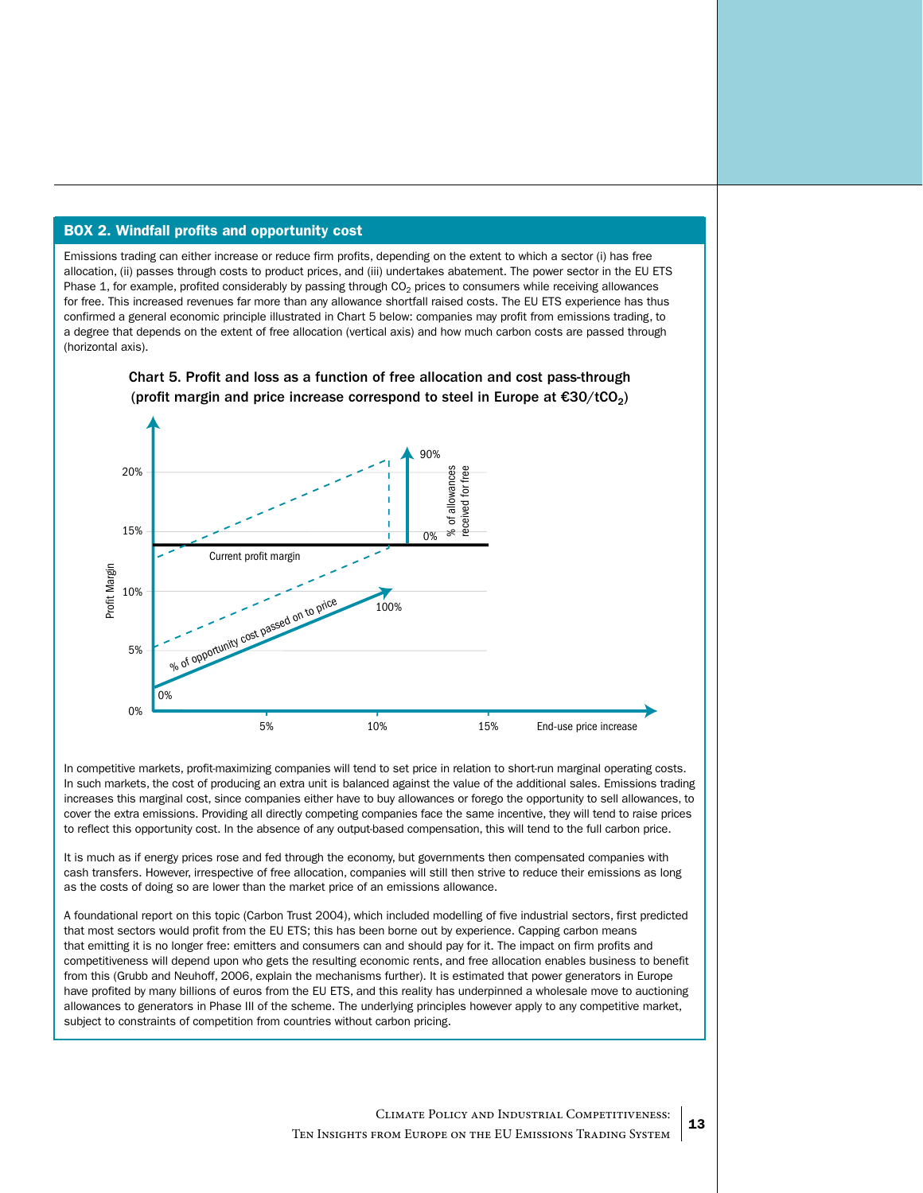## BOX 2. Windfall profits and opportunity cost

Emissions trading can either increase or reduce firm profits, depending on the extent to which a sector (i) has free allocation, (ii) passes through costs to product prices, and (iii) undertakes abatement. The power sector in the EU ETS Phase 1, for example, profited considerably by passing through $CO_2$ prices to consumers while receiving allowances for free. This increased revenues far more than any allowance shortfall raised costs. The EU ETS experience has thus confirmed a general economic principle illustrated in Chart 5 below: companies may profit from emissions trading, to a degree that depends on the extent of free allocation (vertical axis) and how much carbon costs are passed through (horizontal axis).

**Chart 5. Profit and loss as a function of free allocation and cost pass-through (profit margin and price increase correspond to steel in Europe at €30/t$CO_2$)**

Profit Margin

20%

15%

10%

5%

0%

5% 10% 15% End-use price increase

Current profit margin

% of opportunity cost passed on to price

0% 100%

90%

0%

% of allowances received for free

In competitive markets, profit-maximizing companies will tend to set price in relation to short-run marginal operating costs. In such markets, the cost of producing an extra unit is balanced against the value of the additional sales. Emissions trading increases this marginal cost, since companies either have to buy allowances or forego the opportunity to sell allowances, to cover the extra emissions. Providing all directly competing companies face the same incentive, they will tend to raise prices to reflect this opportunity cost. In the absence of any output-based compensation, this will tend to the full carbon price.

It is much as if energy prices rose and fed through the economy, but governments then compensated companies with cash transfers. However, irrespective of free allocation, companies will still then strive to reduce their emissions as long as the costs of doing so are lower than the market price of an emissions allowance.

A foundational report on this topic (Carbon Trust 2004), which included modelling of five industrial sectors, first predicted that most sectors would profit from the EU ETS; this has been borne out by experience. Capping carbon means that emitting it is no longer free: emitters and consumers can and should pay for it. The impact on firm profits and competitiveness will depend upon who gets the resulting economic rents, and free allocation enables business to benefit from this (Grubb and Neuhoff, 2006, explain the mechanisms further). It is estimated that power generators in Europe have profited by many billions of euros from the EU ETS, and this reality has underpinned a wholesale move to auctioning allowances to generators in Phase III of the scheme. The underlying principles however apply to any competitive market, subject to constraints of competition from countries without carbon pricing.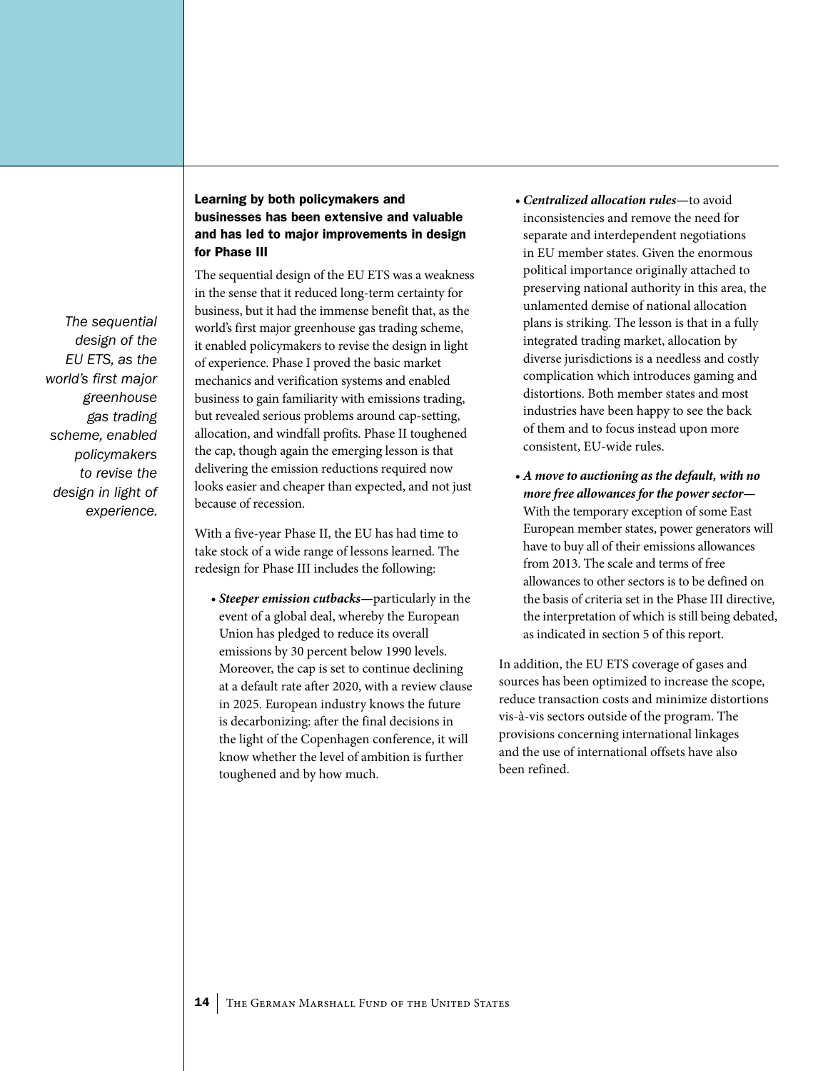*The sequential design of the EU ETS, as the world's first major greenhouse gas trading scheme, enabled policymakers to revise the design in light of experience.*

### Learning by both policymakers and businesses has been extensive and valuable and has led to major improvements in design for Phase III

The sequential design of the EU ETS was a weakness in the sense that it reduced long-term certainty for business, but it had the immense benefit that, as the world's first major greenhouse gas trading scheme, it enabled policymakers to revise the design in light of experience. Phase I proved the basic market mechanics and verification systems and enabled business to gain familiarity with emissions trading, but revealed serious problems around cap-setting, allocation, and windfall profits. Phase II toughened the cap, though again the emerging lesson is that delivering the emission reductions required now looks easier and cheaper than expected, and not just because of recession.

With a five-year Phase II, the EU has had time to take stock of a wide range of lessons learned. The redesign for Phase III includes the following:

- ***Steeper emission cutbacks***—particularly in the event of a global deal, whereby the European Union has pledged to reduce its overall emissions by 30 percent below 1990 levels. Moreover, the cap is set to continue declining at a default rate after 2020, with a review clause in 2025. European industry knows the future is decarbonizing: after the final decisions in the light of the Copenhagen conference, it will know whether the level of ambition is further toughened and by how much.
- ***Centralized allocation rules***—to avoid inconsistencies and remove the need for separate and interdependent negotiations in EU member states. Given the enormous political importance originally attached to preserving national authority in this area, the unlamented demise of national allocation plans is striking. The lesson is that in a fully integrated trading market, allocation by diverse jurisdictions is a needless and costly complication which introduces gaming and distortions. Both member states and most industries have been happy to see the back of them and to focus instead upon more consistent, EU-wide rules.
- ***A move to auctioning as the default, with no more free allowances for the power sector***— With the temporary exception of some East European member states, power generators will have to buy all of their emissions allowances from 2013. The scale and terms of free allowances to other sectors is to be defined on the basis of criteria set in the Phase III directive, the interpretation of which is still being debated, as indicated in section 5 of this report.

In addition, the EU ETS coverage of gases and sources has been optimized to increase the scope, reduce transaction costs and minimize distortions vis-à-vis sectors outside of the program. The provisions concerning international linkages and the use of international offsets have also been refined.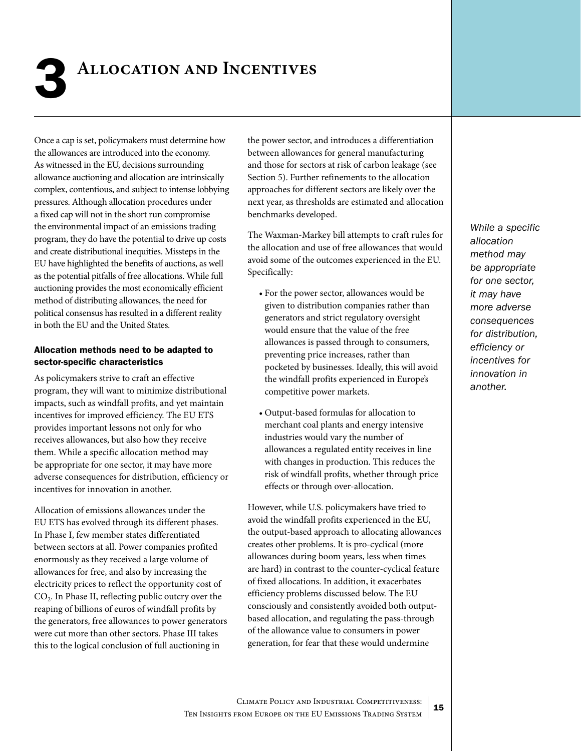# 3 Allocation and Incentives

Once a cap is set, policymakers must determine how the allowances are introduced into the economy. As witnessed in the EU, decisions surrounding allowance auctioning and allocation are intrinsically complex, contentious, and subject to intense lobbying pressures. Although allocation procedures under a fixed cap will not in the short run compromise the environmental impact of an emissions trading program, they do have the potential to drive up costs and create distributional inequities. Missteps in the EU have highlighted the benefits of auctions, as well as the potential pitfalls of free allocations. While full auctioning provides the most economically efficient method of distributing allowances, the need for political consensus has resulted in a different reality in both the EU and the United States.

### Allocation methods need to be adapted to sector-specific characteristics

As policymakers strive to craft an effective program, they will want to minimize distributional impacts, such as windfall profits, and yet maintain incentives for improved efficiency. The EU ETS provides important lessons not only for who receives allowances, but also how they receive them. While a specific allocation method may be appropriate for one sector, it may have more adverse consequences for distribution, efficiency or incentives for innovation in another.

Allocation of emissions allowances under the EU ETS has evolved through its different phases. In Phase I, few member states differentiated between sectors at all. Power companies profited enormously as they received a large volume of allowances for free, and also by increasing the electricity prices to reflect the opportunity cost of $CO_2$. In Phase II, reflecting public outcry over the reaping of billions of euros of windfall profits by the generators, free allowances to power generators were cut more than other sectors. Phase III takes this to the logical conclusion of full auctioning in the power sector, and introduces a differentiation between allowances for general manufacturing and those for sectors at risk of carbon leakage (see Section 5). Further refinements to the allocation approaches for different sectors are likely over the next year, as thresholds are estimated and allocation benchmarks developed.

The Waxman-Markey bill attempts to craft rules for the allocation and use of free allowances that would avoid some of the outcomes experienced in the EU. Specifically:

- For the power sector, allowances would be given to distribution companies rather than generators and strict regulatory oversight would ensure that the value of the free allowances is passed through to consumers, preventing price increases, rather than pocketed by businesses. Ideally, this will avoid the windfall profits experienced in Europe's competitive power markets.
- Output-based formulas for allocation to merchant coal plants and energy intensive industries would vary the number of allowances a regulated entity receives in line with changes in production. This reduces the risk of windfall profits, whether through price effects or through over-allocation.

However, while U.S. policymakers have tried to avoid the windfall profits experienced in the EU, the output-based approach to allocating allowances creates other problems. It is pro-cyclical (more allowances during boom years, less when times are hard) in contrast to the counter-cyclical feature of fixed allocations. In addition, it exacerbates efficiency problems discussed below. The EU consciously and consistently avoided both output-based allocation, and regulating the pass-through of the allowance value to consumers in power generation, for fear that these would undermine

*While a specific allocation method may be appropriate for one sector, it may have more adverse consequences for distribution, efficiency or incentives for innovation in another.*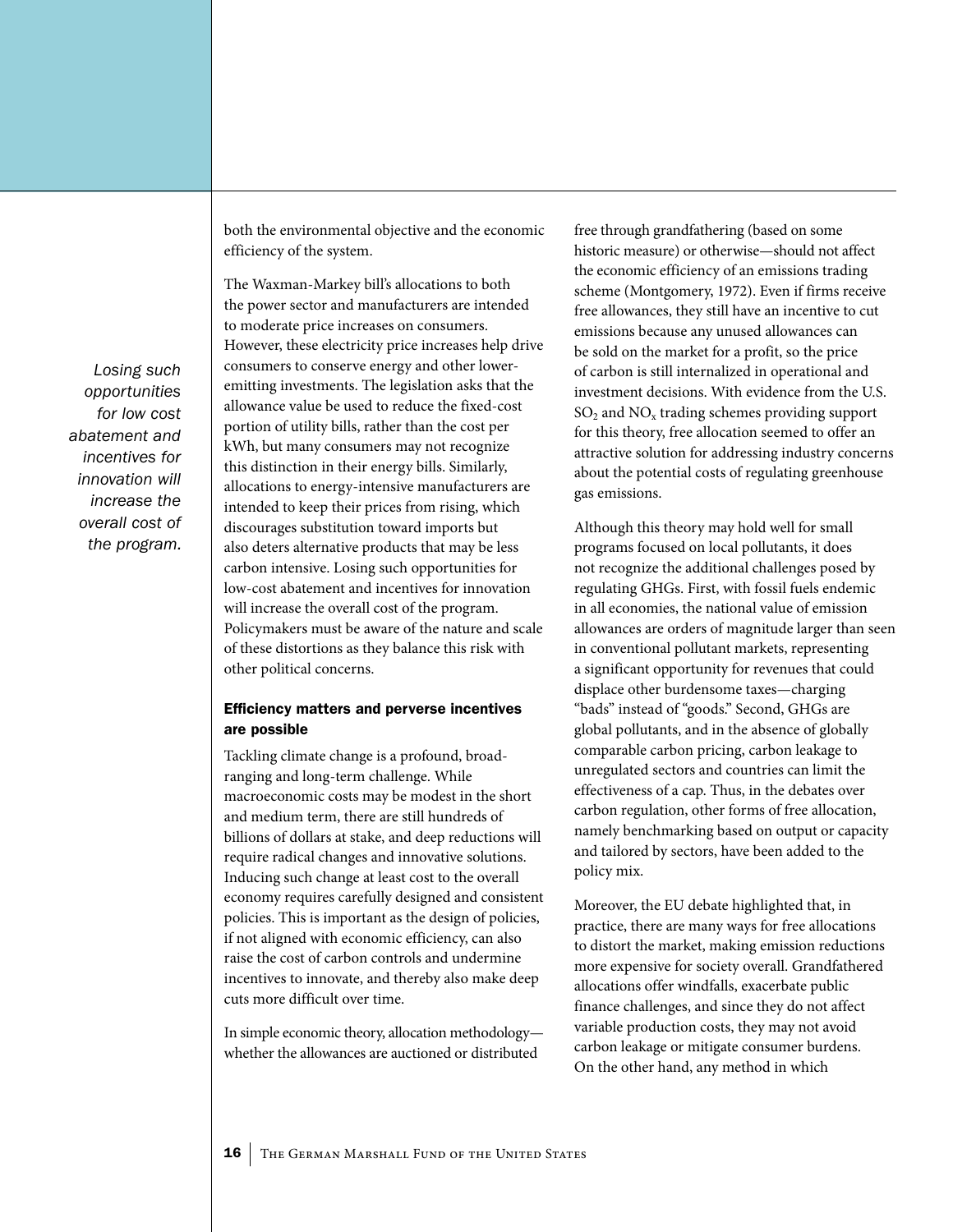both the environmental objective and the economic efficiency of the system.

The Waxman-Markey bill's allocations to both the power sector and manufacturers are intended to moderate price increases on consumers. However, these electricity price increases help drive consumers to conserve energy and other lower-emitting investments. The legislation asks that the allowance value be used to reduce the fixed-cost portion of utility bills, rather than the cost per kWh, but many consumers may not recognize this distinction in their energy bills. Similarly, allocations to energy-intensive manufacturers are intended to keep their prices from rising, which discourages substitution toward imports but also deters alternative products that may be less carbon intensive. Losing such opportunities for low-cost abatement and incentives for innovation will increase the overall cost of the program. Policymakers must be aware of the nature and scale of these distortions as they balance this risk with other political concerns.

*Losing such opportunities for low cost abatement and incentives for innovation will increase the overall cost of the program.*

### Efficiency matters and perverse incentives are possible

Tackling climate change is a profound, broad-ranging and long-term challenge. While macroeconomic costs may be modest in the short and medium term, there are still hundreds of billions of dollars at stake, and deep reductions will require radical changes and innovative solutions. Inducing such change at least cost to the overall economy requires carefully designed and consistent policies. This is important as the design of policies, if not aligned with economic efficiency, can also raise the cost of carbon controls and undermine incentives to innovate, and thereby also make deep cuts more difficult over time.

In simple economic theory, allocation methodology—whether the allowances are auctioned or distributed free through grandfathering (based on some historic measure) or otherwise—should not affect the economic efficiency of an emissions trading scheme (Montgomery, 1972). Even if firms receive free allowances, they still have an incentive to cut emissions because any unused allowances can be sold on the market for a profit, so the price of carbon is still internalized in operational and investment decisions. With evidence from the U.S. $SO_2$ and $NO_x$ trading schemes providing support for this theory, free allocation seemed to offer an attractive solution for addressing industry concerns about the potential costs of regulating greenhouse gas emissions.

Although this theory may hold well for small programs focused on local pollutants, it does not recognize the additional challenges posed by regulating GHGs. First, with fossil fuels endemic in all economies, the national value of emission allowances are orders of magnitude larger than seen in conventional pollutant markets, representing a significant opportunity for revenues that could displace other burdensome taxes—charging "bads" instead of "goods." Second, GHGs are global pollutants, and in the absence of globally comparable carbon pricing, carbon leakage to unregulated sectors and countries can limit the effectiveness of a cap. Thus, in the debates over carbon regulation, other forms of free allocation, namely benchmarking based on output or capacity and tailored by sectors, have been added to the policy mix.

Moreover, the EU debate highlighted that, in practice, there are many ways for free allocations to distort the market, making emission reductions more expensive for society overall. Grandfathered allocations offer windfalls, exacerbate public finance challenges, and since they do not affect variable production costs, they may not avoid carbon leakage or mitigate consumer burdens. On the other hand, any method in which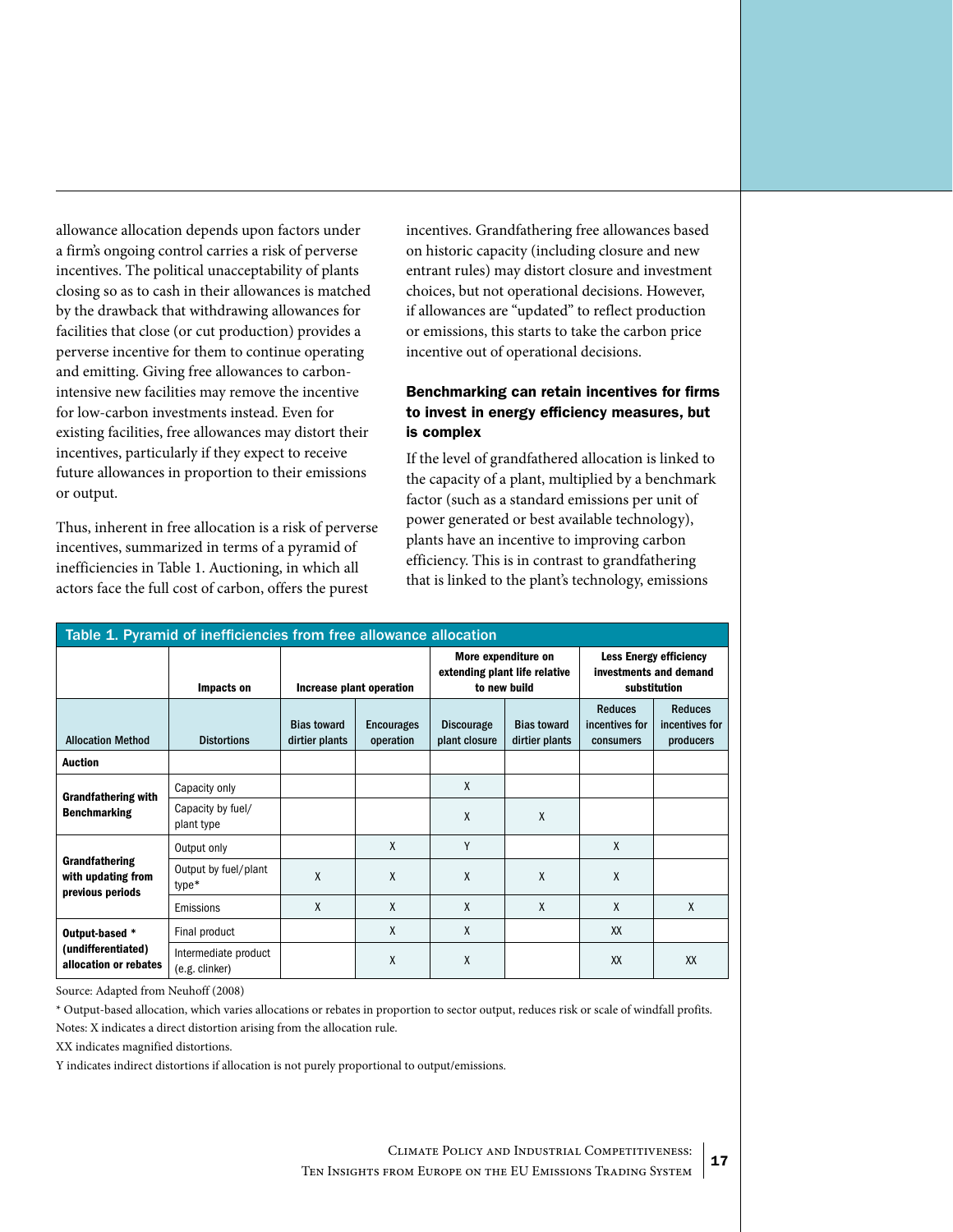allowance allocation depends upon factors under a firm's ongoing control carries a risk of perverse incentives. The political unacceptability of plants closing so as to cash in their allowances is matched by the drawback that withdrawing allowances for facilities that close (or cut production) provides a perverse incentive for them to continue operating and emitting. Giving free allowances to carbon-intensive new facilities may remove the incentive for low-carbon investments instead. Even for existing facilities, free allowances may distort their incentives, particularly if they expect to receive future allowances in proportion to their emissions or output.

Thus, inherent in free allocation is a risk of perverse incentives, summarized in terms of a pyramid of inefficiencies in Table 1. Auctioning, in which all actors face the full cost of carbon, offers the purest incentives. Grandfathering free allowances based on historic capacity (including closure and new entrant rules) may distort closure and investment choices, but not operational decisions. However, if allowances are "updated" to reflect production or emissions, this starts to take the carbon price incentive out of operational decisions.

### Benchmarking can retain incentives for firms to invest in energy efficiency measures, but is complex

If the level of grandfathered allocation is linked to the capacity of a plant, multiplied by a benchmark factor (such as a standard emissions per unit of power generated or best available technology), plants have an incentive to improving carbon efficiency. This is in contrast to grandfathering that is linked to the plant's technology, emissions

**Table 1. Pyramid of inefficiencies from free allowance allocation**

| | Impacts on | Increase plant operation | | More expenditure on extending plant life relative to new build | | Less Energy efficiency investments and demand substitution | |
|---|---|---|---|---|---|---|---|
| Allocation Method | Distortions | Bias toward dirtier plants | Encourages operation | Discourage plant closure | Bias toward dirtier plants | Reduces incentives for consumers | Reduces incentives for producers |
| **Auction** | | | | | | | |
| **Grandfathering with Benchmarking** | Capacity only | | | X | | | |
| | Capacity by fuel/plant type* | | | X | X | | |
| **Grandfathering with updating from previous periods** | Output only | | X | Y | | X | |
| | Output by fuel/plant type* | X | X | X | X | X | |
| | Emissions | X | X | X | X | X | X |
| **Output-based * (undifferentiated) allocation or rebates** | Final product | | X | X | | XX | |
| | Intermediate product (e.g. clinker) | | X | X | | XX | XX |

Source: Adapted from Neuhoff (2008)

* Output-based allocation, which varies allocations or rebates in proportion to sector output, reduces risk or scale of windfall profits.

Notes: X indicates a direct distortion arising from the allocation rule.

XX indicates magnified distortions.

Y indicates indirect distortions if allocation is not purely proportional to output/emissions.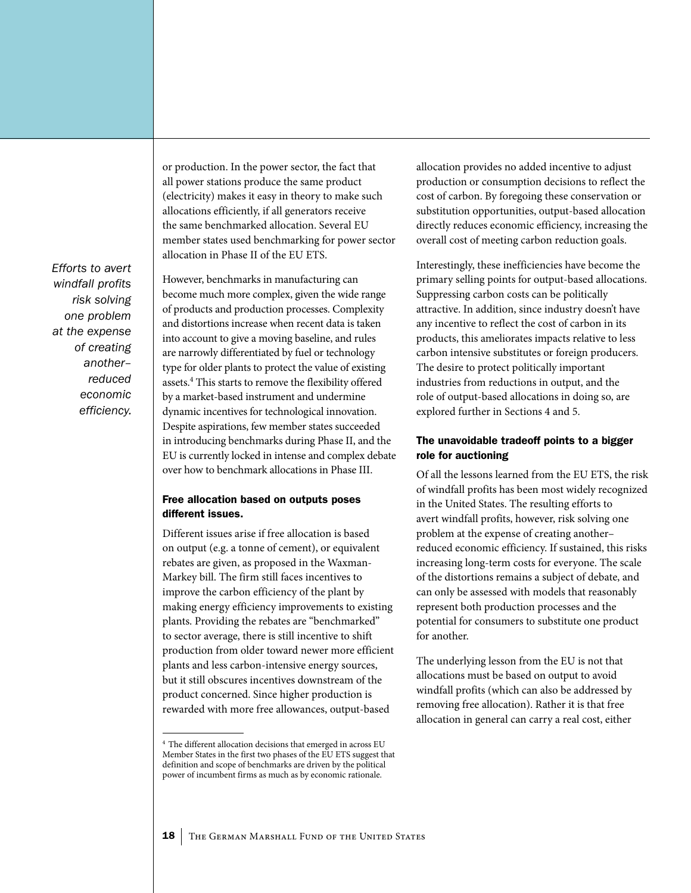*Efforts to avert windfall profits risk solving one problem at the expense of creating another– reduced economic efficiency.*

or production. In the power sector, the fact that all power stations produce the same product (electricity) makes it easy in theory to make such allocations efficiently, if all generators receive the same benchmarked allocation. Several EU member states used benchmarking for power sector allocation in Phase II of the EU ETS.

However, benchmarks in manufacturing can become much more complex, given the wide range of products and production processes. Complexity and distortions increase when recent data is taken into account to give a moving baseline, and rules are narrowly differentiated by fuel or technology type for older plants to protect the value of existing assets.[4] This starts to remove the flexibility offered by a market-based instrument and undermine dynamic incentives for technological innovation. Despite aspirations, few member states succeeded in introducing benchmarks during Phase II, and the EU is currently locked in intense and complex debate over how to benchmark allocations in Phase III.

### Free allocation based on outputs poses different issues.

Different issues arise if free allocation is based on output (e.g. a tonne of cement), or equivalent rebates are given, as proposed in the Waxman-Markey bill. The firm still faces incentives to improve the carbon efficiency of the plant by making energy efficiency improvements to existing plants. Providing the rebates are "benchmarked" to sector average, there is still incentive to shift production from older toward newer more efficient plants and less carbon-intensive energy sources, but it still obscures incentives downstream of the product concerned. Since higher production is rewarded with more free allowances, output-based allocation provides no added incentive to adjust production or consumption decisions to reflect the cost of carbon. By foregoing these conservation or substitution opportunities, output-based allocation directly reduces economic efficiency, increasing the overall cost of meeting carbon reduction goals.

Interestingly, these inefficiencies have become the primary selling points for output-based allocations. Suppressing carbon costs can be politically attractive. In addition, since industry doesn't have any incentive to reflect the cost of carbon in its products, this ameliorates impacts relative to less carbon intensive substitutes or foreign producers. The desire to protect politically important industries from reductions in output, and the role of output-based allocations in doing so, are explored further in Sections 4 and 5.

### The unavoidable tradeoff points to a bigger role for auctioning

Of all the lessons learned from the EU ETS, the risk of windfall profits has been most widely recognized in the United States. The resulting efforts to avert windfall profits, however, risk solving one problem at the expense of creating another– reduced economic efficiency. If sustained, this risks increasing long-term costs for everyone. The scale of the distortions remains a subject of debate, and can only be assessed with models that reasonably represent both production processes and the potential for consumers to substitute one product for another.

The underlying lesson from the EU is not that allocations must be based on output to avoid windfall profits (which can also be addressed by removing free allocation). Rather it is that free allocation in general can carry a real cost, either

[4] The different allocation decisions that emerged in across EU Member States in the first two phases of the EU ETS suggest that definition and scope of benchmarks are driven by the political power of incumbent firms as much as by economic rationale.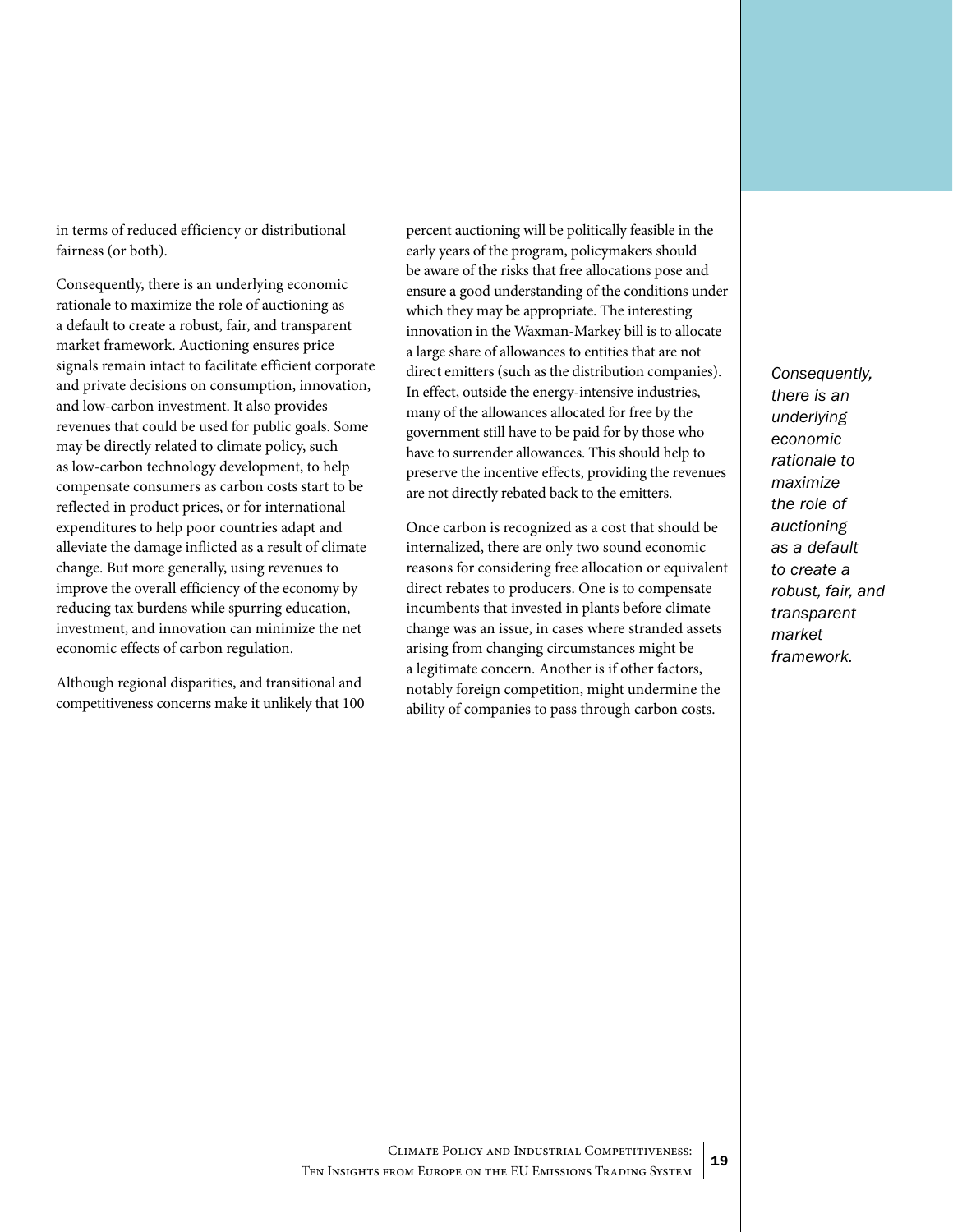in terms of reduced efficiency or distributional fairness (or both).

Consequently, there is an underlying economic rationale to maximize the role of auctioning as a default to create a robust, fair, and transparent market framework. Auctioning ensures price signals remain intact to facilitate efficient corporate and private decisions on consumption, innovation, and low-carbon investment. It also provides revenues that could be used for public goals. Some may be directly related to climate policy, such as low-carbon technology development, to help compensate consumers as carbon costs start to be reflected in product prices, or for international expenditures to help poor countries adapt and alleviate the damage inflicted as a result of climate change. But more generally, using revenues to improve the overall efficiency of the economy by reducing tax burdens while spurring education, investment, and innovation can minimize the net economic effects of carbon regulation.

Although regional disparities, and transitional and competitiveness concerns make it unlikely that 100 percent auctioning will be politically feasible in the early years of the program, policymakers should be aware of the risks that free allocations pose and ensure a good understanding of the conditions under which they may be appropriate. The interesting innovation in the Waxman-Markey bill is to allocate a large share of allowances to entities that are not direct emitters (such as the distribution companies). In effect, outside the energy-intensive industries, many of the allowances allocated for free by the government still have to be paid for by those who have to surrender allowances. This should help to preserve the incentive effects, providing the revenues are not directly rebated back to the emitters.

Once carbon is recognized as a cost that should be internalized, there are only two sound economic reasons for considering free allocation or equivalent direct rebates to producers. One is to compensate incumbents that invested in plants before climate change was an issue, in cases where stranded assets arising from changing circumstances might be a legitimate concern. Another is if other factors, notably foreign competition, might undermine the ability of companies to pass through carbon costs.

*Consequently, there is an underlying economic rationale to maximize the role of auctioning as a default to create a robust, fair, and transparent market framework.*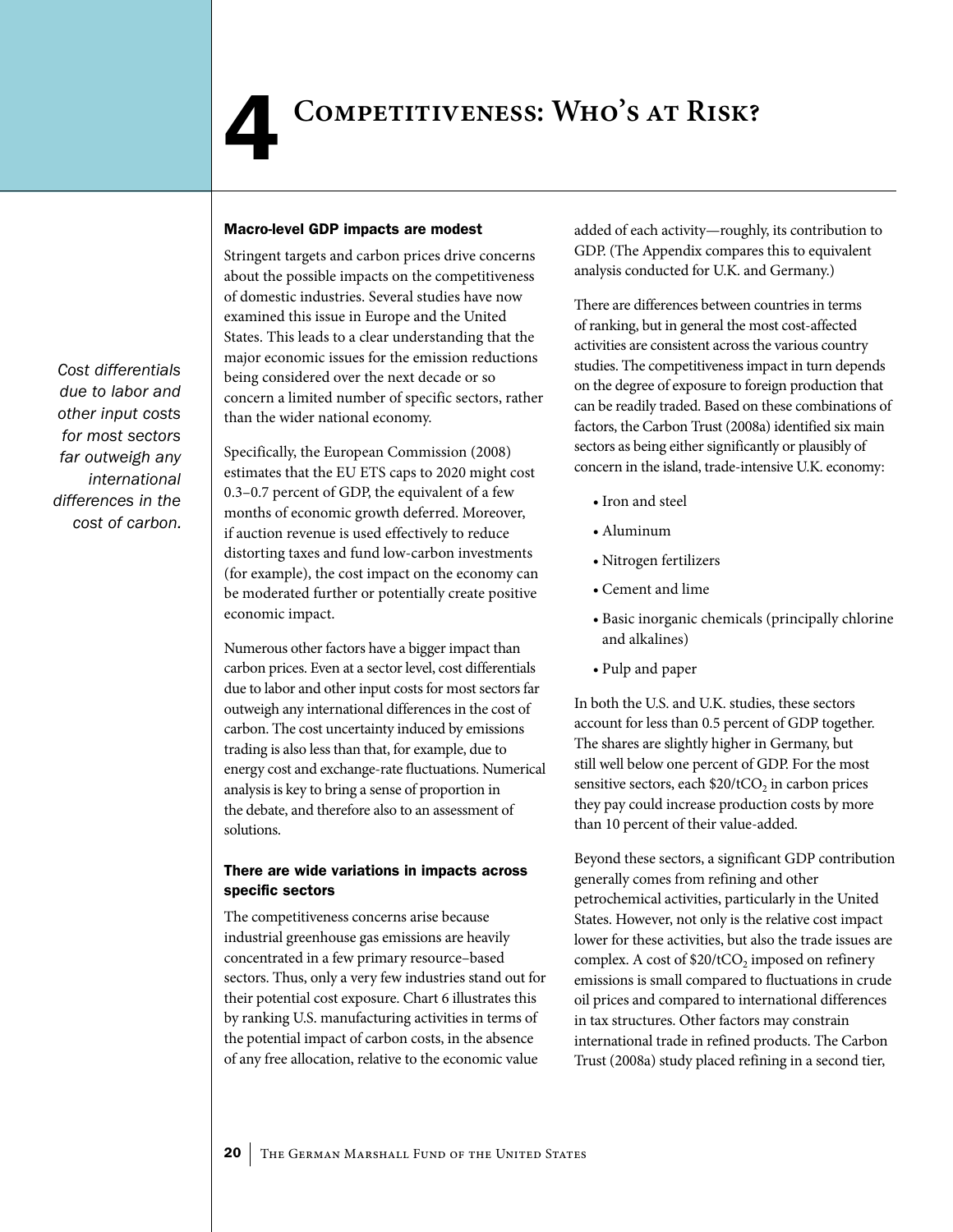# 4 Competitiveness: Who's at Risk?

*Cost differentials due to labor and other input costs for most sectors far outweigh any international differences in the cost of carbon.*

### Macro-level GDP impacts are modest

Stringent targets and carbon prices drive concerns about the possible impacts on the competitiveness of domestic industries. Several studies have now examined this issue in Europe and the United States. This leads to a clear understanding that the major economic issues for the emission reductions being considered over the next decade or so concern a limited number of specific sectors, rather than the wider national economy.

Specifically, the European Commission (2008) estimates that the EU ETS caps to 2020 might cost 0.3–0.7 percent of GDP, the equivalent of a few months of economic growth deferred. Moreover, if auction revenue is used effectively to reduce distorting taxes and fund low-carbon investments (for example), the cost impact on the economy can be moderated further or potentially create positive economic impact.

Numerous other factors have a bigger impact than carbon prices. Even at a sector level, cost differentials due to labor and other input costs for most sectors far outweigh any international differences in the cost of carbon. The cost uncertainty induced by emissions trading is also less than that, for example, due to energy cost and exchange-rate fluctuations. Numerical analysis is key to bring a sense of proportion in the debate, and therefore also to an assessment of solutions.

### There are wide variations in impacts across specific sectors

The competitiveness concerns arise because industrial greenhouse gas emissions are heavily concentrated in a few primary resource–based sectors. Thus, only a very few industries stand out for their potential cost exposure. Chart 6 illustrates this by ranking U.S. manufacturing activities in terms of the potential impact of carbon costs, in the absence of any free allocation, relative to the economic value added of each activity—roughly, its contribution to GDP. (The Appendix compares this to equivalent analysis conducted for U.K. and Germany.)

There are differences between countries in terms of ranking, but in general the most cost-affected activities are consistent across the various country studies. The competitiveness impact in turn depends on the degree of exposure to foreign production that can be readily traded. Based on these combinations of factors, the Carbon Trust (2008a) identified six main sectors as being either significantly or plausibly of concern in the island, trade-intensive U.K. economy:

- Iron and steel
- Aluminum
- Nitrogen fertilizers
- Cement and lime
- Basic inorganic chemicals (principally chlorine and alkalines)
- Pulp and paper

In both the U.S. and U.K. studies, these sectors account for less than 0.5 percent of GDP together. The shares are slightly higher in Germany, but still well below one percent of GDP. For the most sensitive sectors, each $20/tCO_2$ in carbon prices they pay could increase production costs by more than 10 percent of their value-added.

Beyond these sectors, a significant GDP contribution generally comes from refining and other petrochemical activities, particularly in the United States. However, not only is the relative cost impact lower for these activities, but also the trade issues are complex. A cost of $20/tCO_2$ imposed on refinery emissions is small compared to fluctuations in crude oil prices and compared to international differences in tax structures. Other factors may constrain international trade in refined products. The Carbon Trust (2008a) study placed refining in a second tier,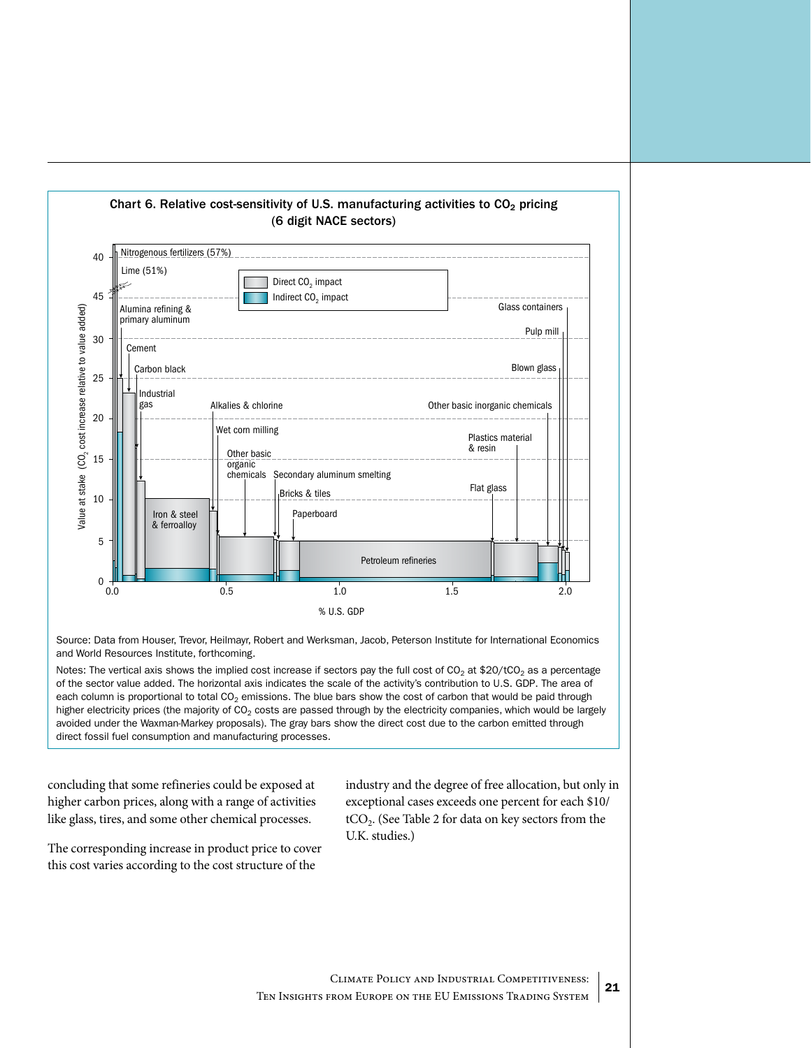**Chart 6. Relative cost-sensitivity of U.S. manufacturing activities to $CO_2$ pricing (6 digit NACE sectors)**

Source: Data from Houser, Trevor, Heilmayr, Robert and Werksman, Jacob, Peterson Institute for International Economics and World Resources Institute, forthcoming.

Notes: The vertical axis shows the implied cost increase if sectors pay the full cost of $CO_2$ at $20/t$CO_2$ as a percentage of the sector value added. The horizontal axis indicates the scale of the activity's contribution to U.S. GDP. The area of each column is proportional to total $CO_2$ emissions. The blue bars show the cost of carbon that would be paid through higher electricity prices (the majority of $CO_2$ costs are passed through by the electricity companies, which would be largely avoided under the Waxman-Markey proposals). The gray bars show the direct cost due to the carbon emitted through direct fossil fuel consumption and manufacturing processes.

concluding that some refineries could be exposed at higher carbon prices, along with a range of activities like glass, tires, and some other chemical processes.

The corresponding increase in product price to cover this cost varies according to the cost structure of the industry and the degree of free allocation, but only in exceptional cases exceeds one percent for each $10/t$CO_2$. (See Table 2 for data on key sectors from the U.K. studies.)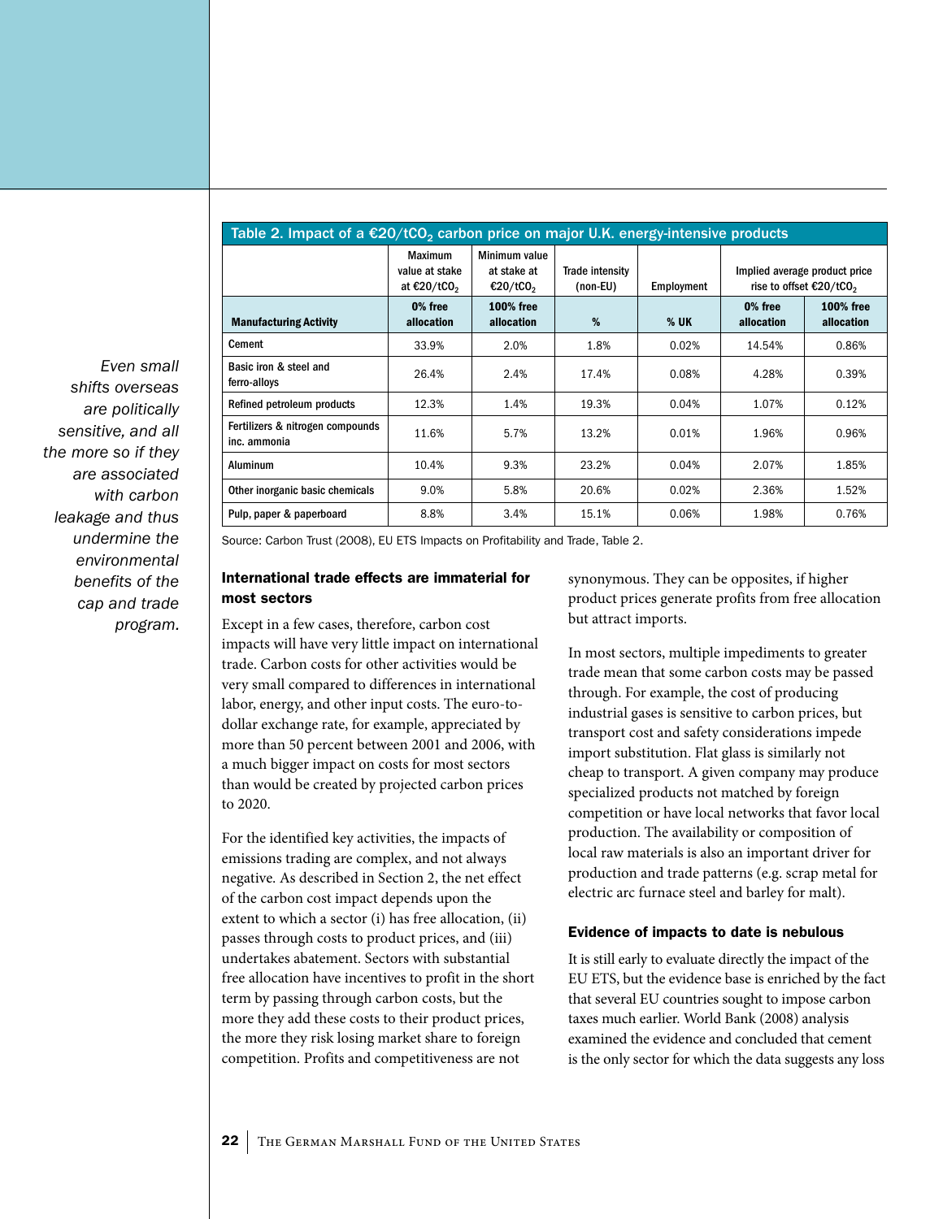*Even small shifts overseas are politically sensitive, and all the more so if they are associated with carbon leakage and thus undermine the environmental benefits of the cap and trade program.*

**Table 2. Impact of a €20/$tCO_2$ carbon price on major U.K. energy-intensive products**

| | Maximum value at stake at €20/$tCO_2$ | Minimum value at stake at €20/$tCO_2$ | Trade intensity (non-EU) | Employment | Implied average product price rise to offset €20/$tCO_2$ | |
|---|---|---|---|---|---|---|
| **Manufacturing Activity** | **0% free allocation** | **100% free allocation** | **%** | **% UK** | **0% free allocation** | **100% free allocation** |
| Cement | 33.9% | 2.0% | 1.8% | 0.02% | 14.54% | 0.86% |
| Basic iron & steel and ferro-alloys | 26.4% | 2.4% | 17.4% | 0.08% | 4.28% | 0.39% |
| Refined petroleum products | 12.3% | 1.4% | 19.3% | 0.04% | 1.07% | 0.12% |
| Fertilizers & nitrogen compounds inc. ammonia | 11.6% | 5.7% | 13.2% | 0.01% | 1.96% | 0.96% |
| Aluminum | 10.4% | 9.3% | 23.2% | 0.04% | 2.07% | 1.85% |
| Other inorganic basic chemicals | 9.0% | 5.8% | 20.6% | 0.02% | 2.36% | 1.52% |
| Pulp, paper & paperboard | 8.8% | 3.4% | 15.1% | 0.06% | 1.98% | 0.76% |

Source: Carbon Trust (2008), EU ETS Impacts on Profitability and Trade, Table 2.

### International trade effects are immaterial for most sectors

Except in a few cases, therefore, carbon cost impacts will have very little impact on international trade. Carbon costs for other activities would be very small compared to differences in international labor, energy, and other input costs. The euro-to-dollar exchange rate, for example, appreciated by more than 50 percent between 2001 and 2006, with a much bigger impact on costs for most sectors than would be created by projected carbon prices to 2020.

For the identified key activities, the impacts of emissions trading are complex, and not always negative. As described in Section 2, the net effect of the carbon cost impact depends upon the extent to which a sector (i) has free allocation, (ii) passes through costs to product prices, and (iii) undertakes abatement. Sectors with substantial free allocation have incentives to profit in the short term by passing through carbon costs, but the more they add these costs to their product prices, the more they risk losing market share to foreign competition. Profits and competitiveness are not synonymous. They can be opposites, if higher product prices generate profits from free allocation but attract imports.

In most sectors, multiple impediments to greater trade mean that some carbon costs may be passed through. For example, the cost of producing industrial gases is sensitive to carbon prices, but transport cost and safety considerations impede import substitution. Flat glass is similarly not cheap to transport. A given company may produce specialized products not matched by foreign competition or have local networks that favor local production. The availability or composition of local raw materials is also an important driver for production and trade patterns (e.g. scrap metal for electric arc furnace steel and barley for malt).

### Evidence of impacts to date is nebulous

It is still early to evaluate directly the impact of the EU ETS, but the evidence base is enriched by the fact that several EU countries sought to impose carbon taxes much earlier. World Bank (2008) analysis examined the evidence and concluded that cement is the only sector for which the data suggests any loss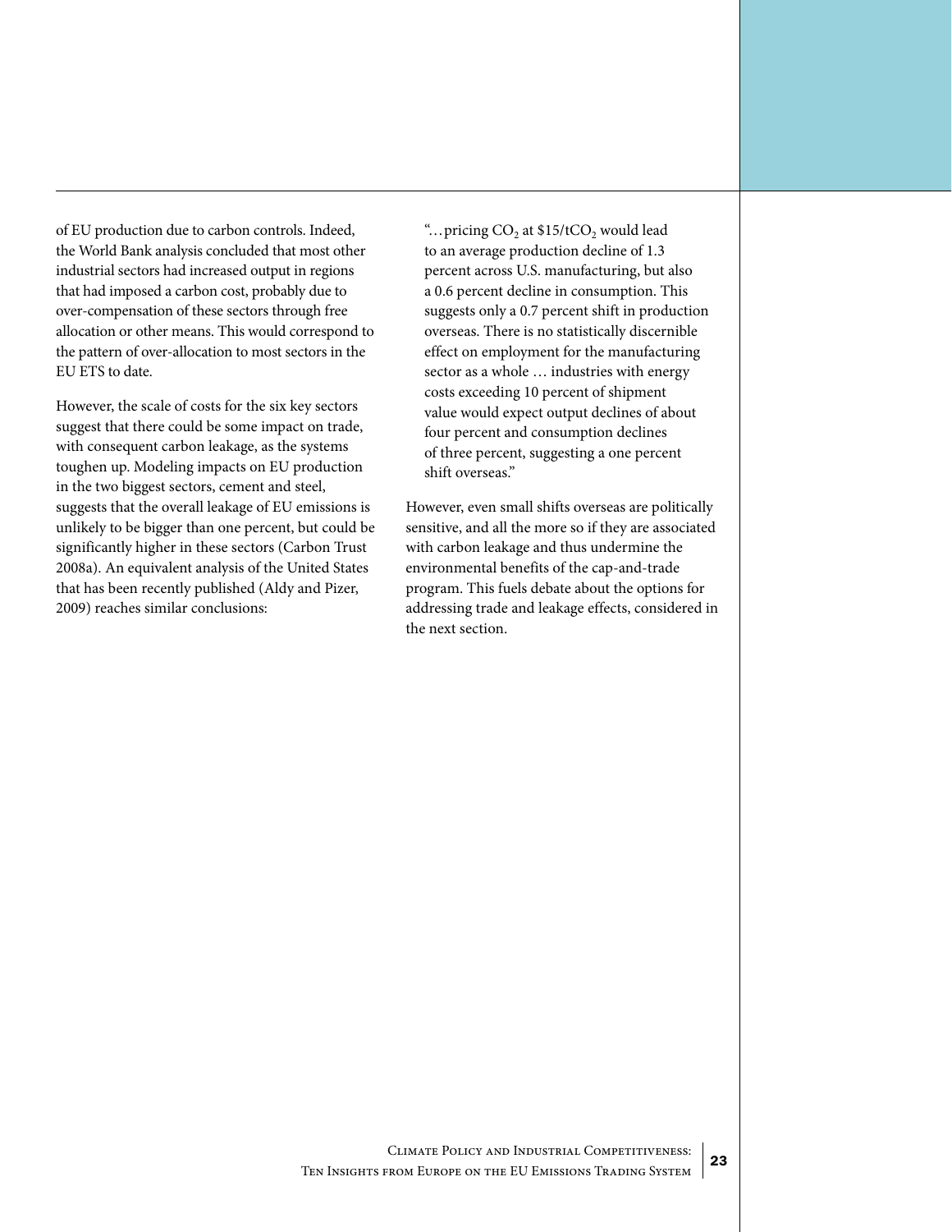of EU production due to carbon controls. Indeed, the World Bank analysis concluded that most other industrial sectors had increased output in regions that had imposed a carbon cost, probably due to over-compensation of these sectors through free allocation or other means. This would correspond to the pattern of over-allocation to most sectors in the EU ETS to date.

However, the scale of costs for the six key sectors suggest that there could be some impact on trade, with consequent carbon leakage, as the systems toughen up. Modeling impacts on EU production in the two biggest sectors, cement and steel, suggests that the overall leakage of EU emissions is unlikely to be bigger than one percent, but could be significantly higher in these sectors (Carbon Trust 2008a). An equivalent analysis of the United States that has been recently published (Aldy and Pizer, 2009) reaches similar conclusions:

> "…pricing $CO_2$ at \$15/t$CO_2$ would lead to an average production decline of 1.3 percent across U.S. manufacturing, but also a 0.6 percent decline in consumption. This suggests only a 0.7 percent shift in production overseas. There is no statistically discernible effect on employment for the manufacturing sector as a whole … industries with energy costs exceeding 10 percent of shipment value would expect output declines of about four percent and consumption declines of three percent, suggesting a one percent shift overseas."

However, even small shifts overseas are politically sensitive, and all the more so if they are associated with carbon leakage and thus undermine the environmental benefits of the cap-and-trade program. This fuels debate about the options for addressing trade and leakage effects, considered in the next section.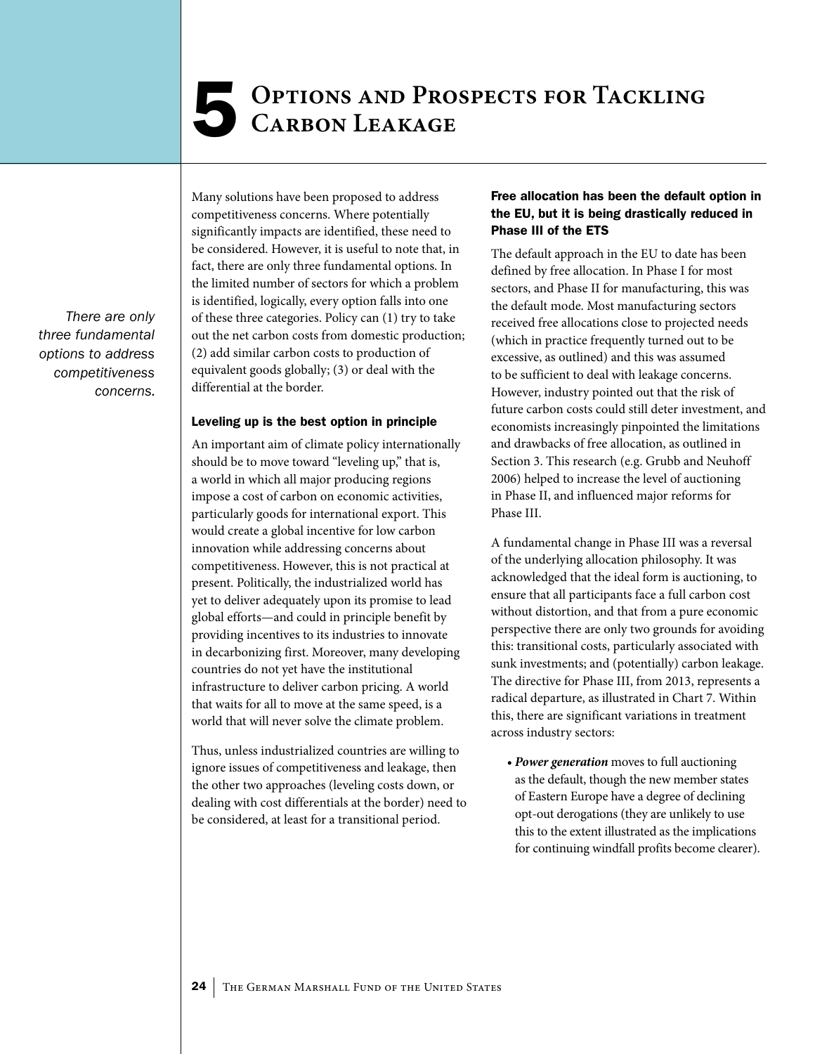# 5 Options and Prospects for Tackling Carbon Leakage

*There are only three fundamental options to address competitiveness concerns.*

Many solutions have been proposed to address competitiveness concerns. Where potentially significantly impacts are identified, these need to be considered. However, it is useful to note that, in fact, there are only three fundamental options. In the limited number of sectors for which a problem is identified, logically, every option falls into one of these three categories. Policy can (1) try to take out the net carbon costs from domestic production; (2) add similar carbon costs to production of equivalent goods globally; (3) or deal with the differential at the border.

### Leveling up is the best option in principle

An important aim of climate policy internationally should be to move toward "leveling up," that is, a world in which all major producing regions impose a cost of carbon on economic activities, particularly goods for international export. This would create a global incentive for low carbon innovation while addressing concerns about competitiveness. However, this is not practical at present. Politically, the industrialized world has yet to deliver adequately upon its promise to lead global efforts—and could in principle benefit by providing incentives to its industries to innovate in decarbonizing first. Moreover, many developing countries do not yet have the institutional infrastructure to deliver carbon pricing. A world that waits for all to move at the same speed, is a world that will never solve the climate problem.

Thus, unless industrialized countries are willing to ignore issues of competitiveness and leakage, then the other two approaches (leveling costs down, or dealing with cost differentials at the border) need to be considered, at least for a transitional period.

### Free allocation has been the default option in the EU, but it is being drastically reduced in Phase III of the ETS

The default approach in the EU to date has been defined by free allocation. In Phase I for most sectors, and Phase II for manufacturing, this was the default mode. Most manufacturing sectors received free allocations close to projected needs (which in practice frequently turned out to be excessive, as outlined) and this was assumed to be sufficient to deal with leakage concerns. However, industry pointed out that the risk of future carbon costs could still deter investment, and economists increasingly pinpointed the limitations and drawbacks of free allocation, as outlined in Section 3. This research (e.g. Grubb and Neuhoff 2006) helped to increase the level of auctioning in Phase II, and influenced major reforms for Phase III.

A fundamental change in Phase III was a reversal of the underlying allocation philosophy. It was acknowledged that the ideal form is auctioning, to ensure that all participants face a full carbon cost without distortion, and that from a pure economic perspective there are only two grounds for avoiding this: transitional costs, particularly associated with sunk investments; and (potentially) carbon leakage. The directive for Phase III, from 2013, represents a radical departure, as illustrated in Chart 7. Within this, there are significant variations in treatment across industry sectors:

- ***Power generation*** moves to full auctioning as the default, though the new member states of Eastern Europe have a degree of declining opt-out derogations (they are unlikely to use this to the extent illustrated as the implications for continuing windfall profits become clearer).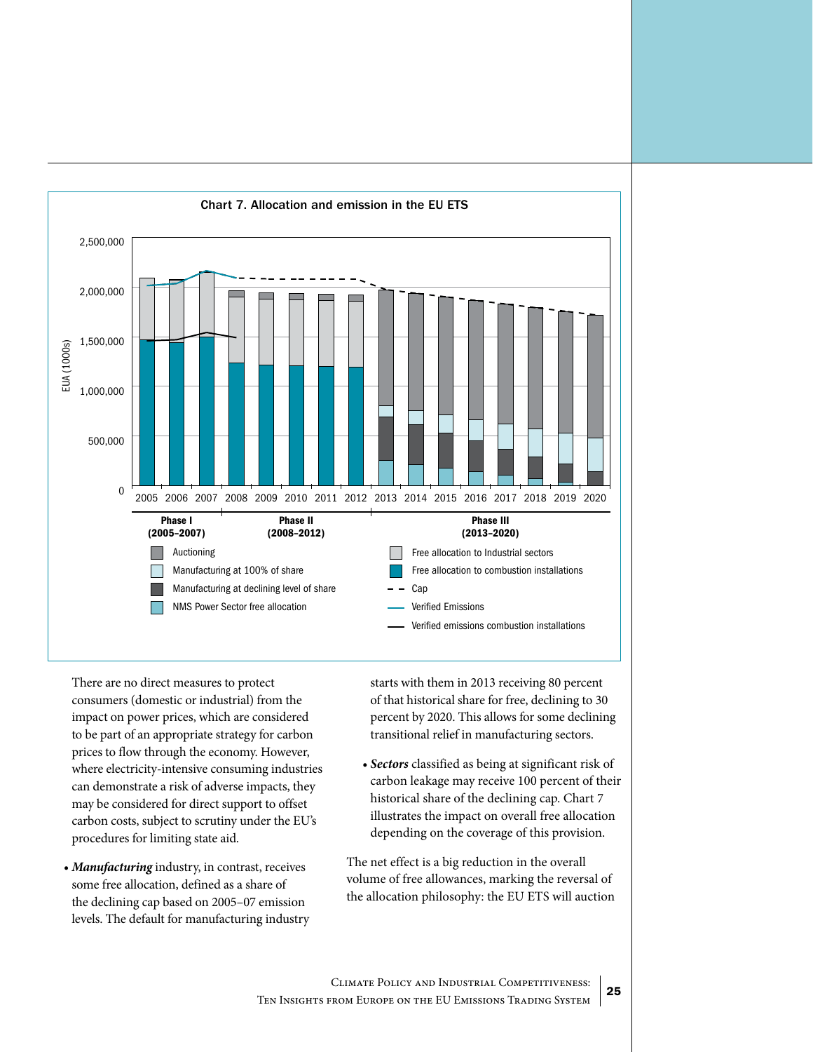**Chart 7. Allocation and emission in the EU ETS**

There are no direct measures to protect consumers (domestic or industrial) from the impact on power prices, which are considered to be part of an appropriate strategy for carbon prices to flow through the economy. However, where electricity-intensive consuming industries can demonstrate a risk of adverse impacts, they may be considered for direct support to offset carbon costs, subject to scrutiny under the EU's procedures for limiting state aid.

- ***Manufacturing*** industry, in contrast, receives some free allocation, defined as a share of the declining cap based on 2005–07 emission levels. The default for manufacturing industry starts with them in 2013 receiving 80 percent of that historical share for free, declining to 30 percent by 2020. This allows for some declining transitional relief in manufacturing sectors.

- ***Sectors*** classified as being at significant risk of carbon leakage may receive 100 percent of their historical share of the declining cap. Chart 7 illustrates the impact on overall free allocation depending on the coverage of this provision.

The net effect is a big reduction in the overall volume of free allowances, marking the reversal of the allocation philosophy: the EU ETS will auction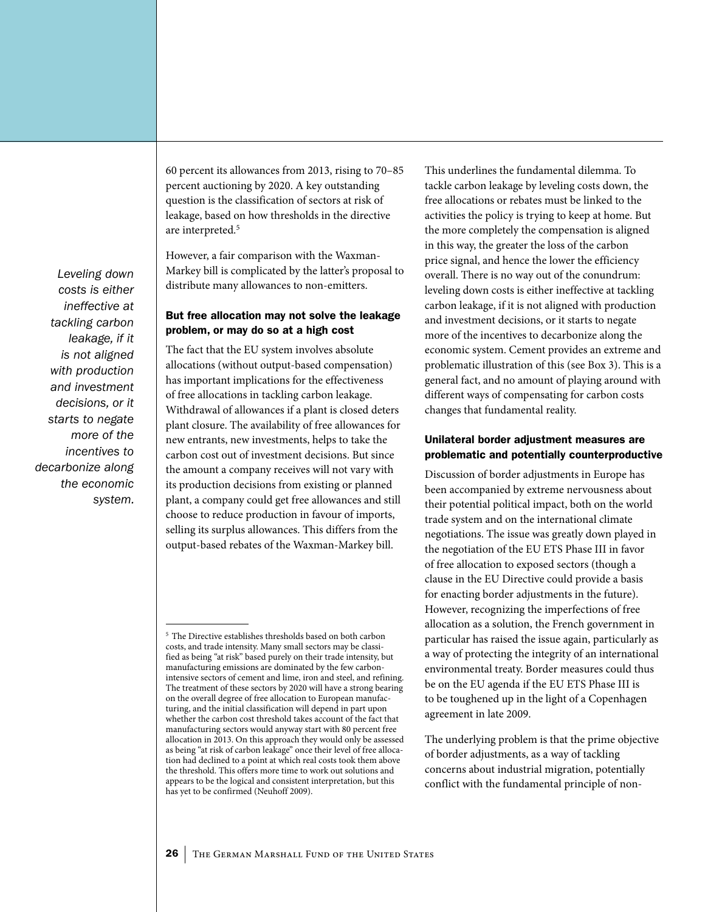60 percent its allowances from 2013, rising to 70–85 percent auctioning by 2020. A key outstanding question is the classification of sectors at risk of leakage, based on how thresholds in the directive are interpreted.[5]

However, a fair comparison with the Waxman-Markey bill is complicated by the latter's proposal to distribute many allowances to non-emitters.

*Leveling down costs is either ineffective at tackling carbon leakage, if it is not aligned with production and investment decisions, or it starts to negate more of the incentives to decarbonize along the economic system.*

### But free allocation may not solve the leakage problem, or may do so at a high cost

The fact that the EU system involves absolute allocations (without output-based compensation) has important implications for the effectiveness of free allocations in tackling carbon leakage. Withdrawal of allowances if a plant is closed deters plant closure. The availability of free allowances for new entrants, new investments, helps to take the carbon cost out of investment decisions. But since the amount a company receives will not vary with its production decisions from existing or planned plant, a company could get free allowances and still choose to reduce production in favour of imports, selling its surplus allowances. This differs from the output-based rebates of the Waxman-Markey bill.

This underlines the fundamental dilemma. To tackle carbon leakage by leveling costs down, the free allocations or rebates must be linked to the activities the policy is trying to keep at home. But the more completely the compensation is aligned in this way, the greater the loss of the carbon price signal, and hence the lower the efficiency overall. There is no way out of the conundrum: leveling down costs is either ineffective at tackling carbon leakage, if it is not aligned with production and investment decisions, or it starts to negate more of the incentives to decarbonize along the economic system. Cement provides an extreme and problematic illustration of this (see Box 3). This is a general fact, and no amount of playing around with different ways of compensating for carbon costs changes that fundamental reality.

### Unilateral border adjustment measures are problematic and potentially counterproductive

Discussion of border adjustments in Europe has been accompanied by extreme nervousness about their potential political impact, both on the world trade system and on the international climate negotiations. The issue was greatly down played in the negotiation of the EU ETS Phase III in favor of free allocation to exposed sectors (though a clause in the EU Directive could provide a basis for enacting border adjustments in the future). However, recognizing the imperfections of free allocation as a solution, the French government in particular has raised the issue again, particularly as a way of protecting the integrity of an international environmental treaty. Border measures could thus be on the EU agenda if the EU ETS Phase III is to be toughened up in the light of a Copenhagen agreement in late 2009.

The underlying problem is that the prime objective of border adjustments, as a way of tackling concerns about industrial migration, potentially conflict with the fundamental principle of non-

---

[5] The Directive establishes thresholds based on both carbon costs, and trade intensity. Many small sectors may be classified as being "at risk" based purely on their trade intensity, but manufacturing emissions are dominated by the few carbon-intensive sectors of cement and lime, iron and steel, and refining. The treatment of these sectors by 2020 will have a strong bearing on the overall degree of free allocation to European manufacturing, and the initial classification will depend in part upon whether the carbon cost threshold takes account of the fact that manufacturing sectors would anyway start with 80 percent free allocation in 2013. On this approach they would only be assessed as being "at risk of carbon leakage" once their level of free allocation had declined to a point at which real costs took them above the threshold. This offers more time to work out solutions and appears to be the logical and consistent interpretation, but this has yet to be confirmed (Neuhoff 2009).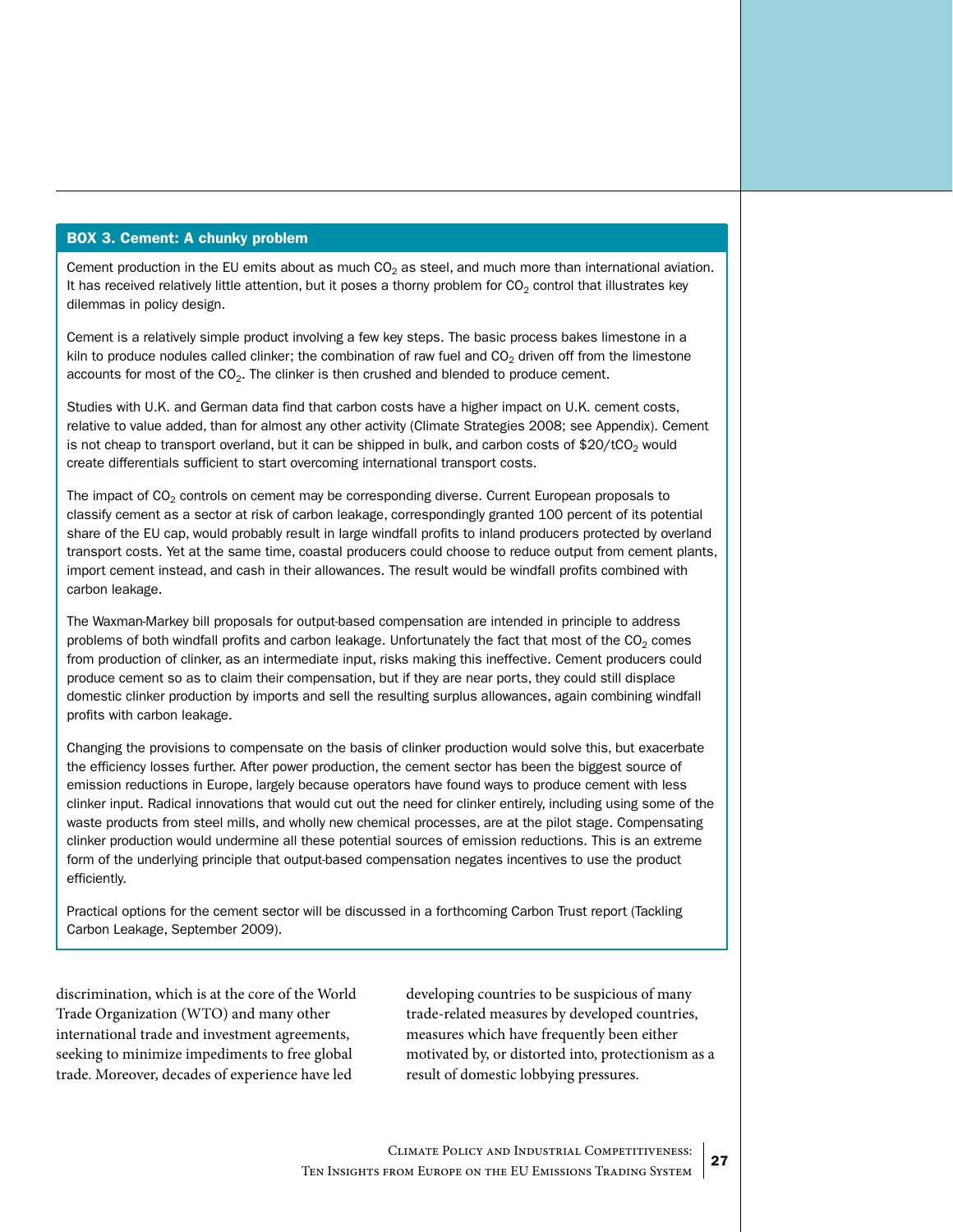### BOX 3. Cement: A chunky problem

Cement production in the EU emits about as much $CO_2$ as steel, and much more than international aviation. It has received relatively little attention, but it poses a thorny problem for $CO_2$ control that illustrates key dilemmas in policy design.

Cement is a relatively simple product involving a few key steps. The basic process bakes limestone in a kiln to produce nodules called clinker; the combination of raw fuel and $CO_2$ driven off from the limestone accounts for most of the $CO_2$. The clinker is then crushed and blended to produce cement.

Studies with U.K. and German data find that carbon costs have a higher impact on U.K. cement costs, relative to value added, than for almost any other activity (Climate Strategies 2008; see Appendix). Cement is not cheap to transport overland, but it can be shipped in bulk, and carbon costs of $20/t$CO_2$ would create differentials sufficient to start overcoming international transport costs.

The impact of $CO_2$ controls on cement may be corresponding diverse. Current European proposals to classify cement as a sector at risk of carbon leakage, correspondingly granted 100 percent of its potential share of the EU cap, would probably result in large windfall profits to inland producers protected by overland transport costs. Yet at the same time, coastal producers could choose to reduce output from cement plants, import cement instead, and cash in their allowances. The result would be windfall profits combined with carbon leakage.

The Waxman-Markey bill proposals for output-based compensation are intended in principle to address problems of both windfall profits and carbon leakage. Unfortunately the fact that most of the $CO_2$ comes from production of clinker, as an intermediate input, risks making this ineffective. Cement producers could produce cement so as to claim their compensation, but if they are near ports, they could still displace domestic clinker production by imports and sell the resulting surplus allowances, again combining windfall profits with carbon leakage.

Changing the provisions to compensate on the basis of clinker production would solve this, but exacerbate the efficiency losses further. After power production, the cement sector has been the biggest source of emission reductions in Europe, largely because operators have found ways to produce cement with less clinker input. Radical innovations that would cut out the need for clinker entirely, including using some of the waste products from steel mills, and wholly new chemical processes, are at the pilot stage. Compensating clinker production would undermine all these potential sources of emission reductions. This is an extreme form of the underlying principle that output-based compensation negates incentives to use the product efficiently.

Practical options for the cement sector will be discussed in a forthcoming Carbon Trust report (Tackling Carbon Leakage, September 2009).

discrimination, which is at the core of the World Trade Organization (WTO) and many other international trade and investment agreements, seeking to minimize impediments to free global trade. Moreover, decades of experience have led developing countries to be suspicious of many trade-related measures by developed countries, measures which have frequently been either motivated by, or distorted into, protectionism as a result of domestic lobbying pressures.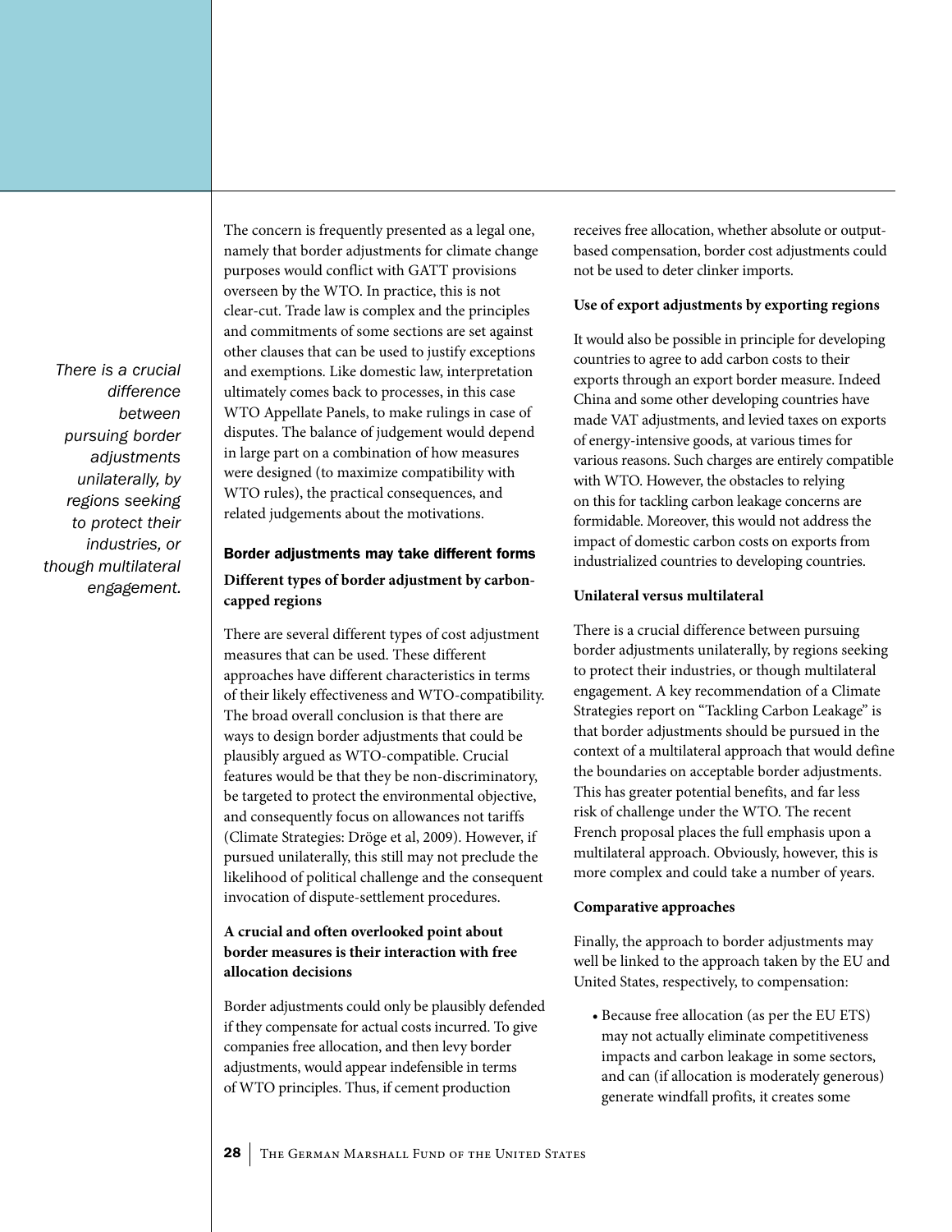*There is a crucial difference between pursuing border adjustments unilaterally, by regions seeking to protect their industries, or though multilateral engagement.*

The concern is frequently presented as a legal one, namely that border adjustments for climate change purposes would conflict with GATT provisions overseen by the WTO. In practice, this is not clear-cut. Trade law is complex and the principles and commitments of some sections are set against other clauses that can be used to justify exceptions and exemptions. Like domestic law, interpretation ultimately comes back to processes, in this case WTO Appellate Panels, to make rulings in case of disputes. The balance of judgement would depend in large part on a combination of how measures were designed (to maximize compatibility with WTO rules), the practical consequences, and related judgements about the motivations.

## Border adjustments may take different forms

**Different types of border adjustment by carbon-capped regions**

There are several different types of cost adjustment measures that can be used. These different approaches have different characteristics in terms of their likely effectiveness and WTO-compatibility. The broad overall conclusion is that there are ways to design border adjustments that could be plausibly argued as WTO-compatible. Crucial features would be that they be non-discriminatory, be targeted to protect the environmental objective, and consequently focus on allowances not tariffs (Climate Strategies: Dröge et al, 2009). However, if pursued unilaterally, this still may not preclude the likelihood of political challenge and the consequent invocation of dispute-settlement procedures.

**A crucial and often overlooked point about border measures is their interaction with free allocation decisions**

Border adjustments could only be plausibly defended if they compensate for actual costs incurred. To give companies free allocation, and then levy border adjustments, would appear indefensible in terms of WTO principles. Thus, if cement production receives free allocation, whether absolute or output-based compensation, border cost adjustments could not be used to deter clinker imports.

**Use of export adjustments by exporting regions**

It would also be possible in principle for developing countries to agree to add carbon costs to their exports through an export border measure. Indeed China and some other developing countries have made VAT adjustments, and levied taxes on exports of energy-intensive goods, at various times for various reasons. Such charges are entirely compatible with WTO. However, the obstacles to relying on this for tackling carbon leakage concerns are formidable. Moreover, this would not address the impact of domestic carbon costs on exports from industrialized countries to developing countries.

**Unilateral versus multilateral**

There is a crucial difference between pursuing border adjustments unilaterally, by regions seeking to protect their industries, or though multilateral engagement. A key recommendation of a Climate Strategies report on "Tackling Carbon Leakage" is that border adjustments should be pursued in the context of a multilateral approach that would define the boundaries on acceptable border adjustments. This has greater potential benefits, and far less risk of challenge under the WTO. The recent French proposal places the full emphasis upon a multilateral approach. Obviously, however, this is more complex and could take a number of years.

**Comparative approaches**

Finally, the approach to border adjustments may well be linked to the approach taken by the EU and United States, respectively, to compensation:

- Because free allocation (as per the EU ETS) may not actually eliminate competitiveness impacts and carbon leakage in some sectors, and can (if allocation is moderately generous) generate windfall profits, it creates some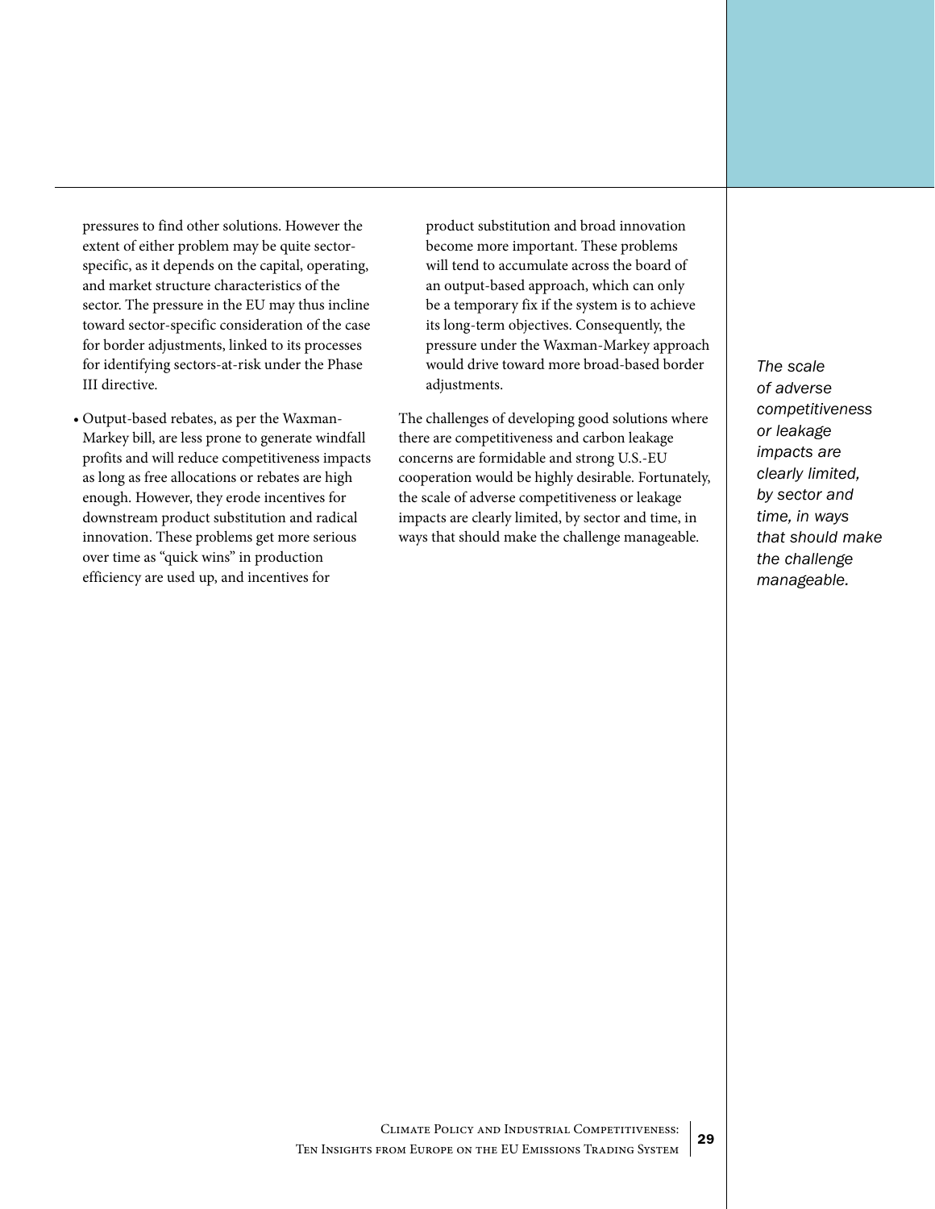pressures to find other solutions. However the extent of either problem may be quite sector-specific, as it depends on the capital, operating, and market structure characteristics of the sector. The pressure in the EU may thus incline toward sector-specific consideration of the case for border adjustments, linked to its processes for identifying sectors-at-risk under the Phase III directive.

- Output-based rebates, as per the Waxman-Markey bill, are less prone to generate windfall profits and will reduce competitiveness impacts as long as free allocations or rebates are high enough. However, they erode incentives for downstream product substitution and radical innovation. These problems get more serious over time as "quick wins" in production efficiency are used up, and incentives for product substitution and broad innovation become more important. These problems will tend to accumulate across the board of an output-based approach, which can only be a temporary fix if the system is to achieve its long-term objectives. Consequently, the pressure under the Waxman-Markey approach would drive toward more broad-based border adjustments.

The challenges of developing good solutions where there are competitiveness and carbon leakage concerns are formidable and strong U.S.-EU cooperation would be highly desirable. Fortunately, the scale of adverse competitiveness or leakage impacts are clearly limited, by sector and time, in ways that should make the challenge manageable.

*The scale of adverse competitiveness or leakage impacts are clearly limited, by sector and time, in ways that should make the challenge manageable.*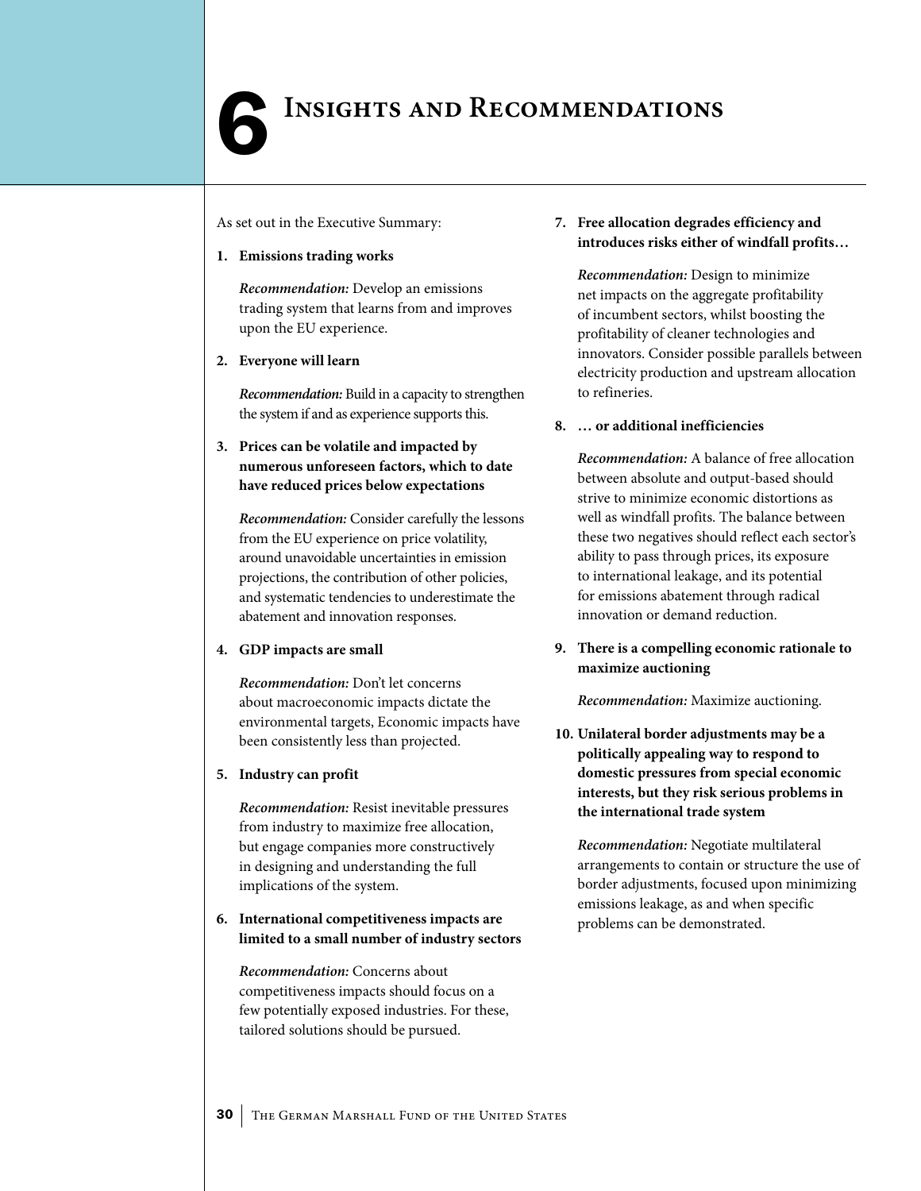# 6 Insights and Recommendations

As set out in the Executive Summary:

1. **Emissions trading works**

   ***Recommendation:*** Develop an emissions trading system that learns from and improves upon the EU experience.

2. **Everyone will learn**

   ***Recommendation:*** Build in a capacity to strengthen the system if and as experience supports this.

3. **Prices can be volatile and impacted by numerous unforeseen factors, which to date have reduced prices below expectations**

   ***Recommendation:*** Consider carefully the lessons from the EU experience on price volatility, around unavoidable uncertainties in emission projections, the contribution of other policies, and systematic tendencies to underestimate the abatement and innovation responses.

4. **GDP impacts are small**

   ***Recommendation:*** Don't let concerns about macroeconomic impacts dictate the environmental targets, Economic impacts have been consistently less than projected.

5. **Industry can profit**

   ***Recommendation:*** Resist inevitable pressures from industry to maximize free allocation, but engage companies more constructively in designing and understanding the full implications of the system.

6. **International competitiveness impacts are limited to a small number of industry sectors**

   ***Recommendation:*** Concerns about competitiveness impacts should focus on a few potentially exposed industries. For these, tailored solutions should be pursued.

7. **Free allocation degrades efficiency and introduces risks either of windfall profits…**

   ***Recommendation:*** Design to minimize net impacts on the aggregate profitability of incumbent sectors, whilst boosting the profitability of cleaner technologies and innovators. Consider possible parallels between electricity production and upstream allocation to refineries.

8. **… or additional inefficiencies**

   ***Recommendation:*** A balance of free allocation between absolute and output-based should strive to minimize economic distortions as well as windfall profits. The balance between these two negatives should reflect each sector's ability to pass through prices, its exposure to international leakage, and its potential for emissions abatement through radical innovation or demand reduction.

9. **There is a compelling economic rationale to maximize auctioning**

   ***Recommendation:*** Maximize auctioning.

10. **Unilateral border adjustments may be a politically appealing way to respond to domestic pressures from special economic interests, but they risk serious problems in the international trade system**

    ***Recommendation:*** Negotiate multilateral arrangements to contain or structure the use of border adjustments, focused upon minimizing emissions leakage, as and when specific problems can be demonstrated.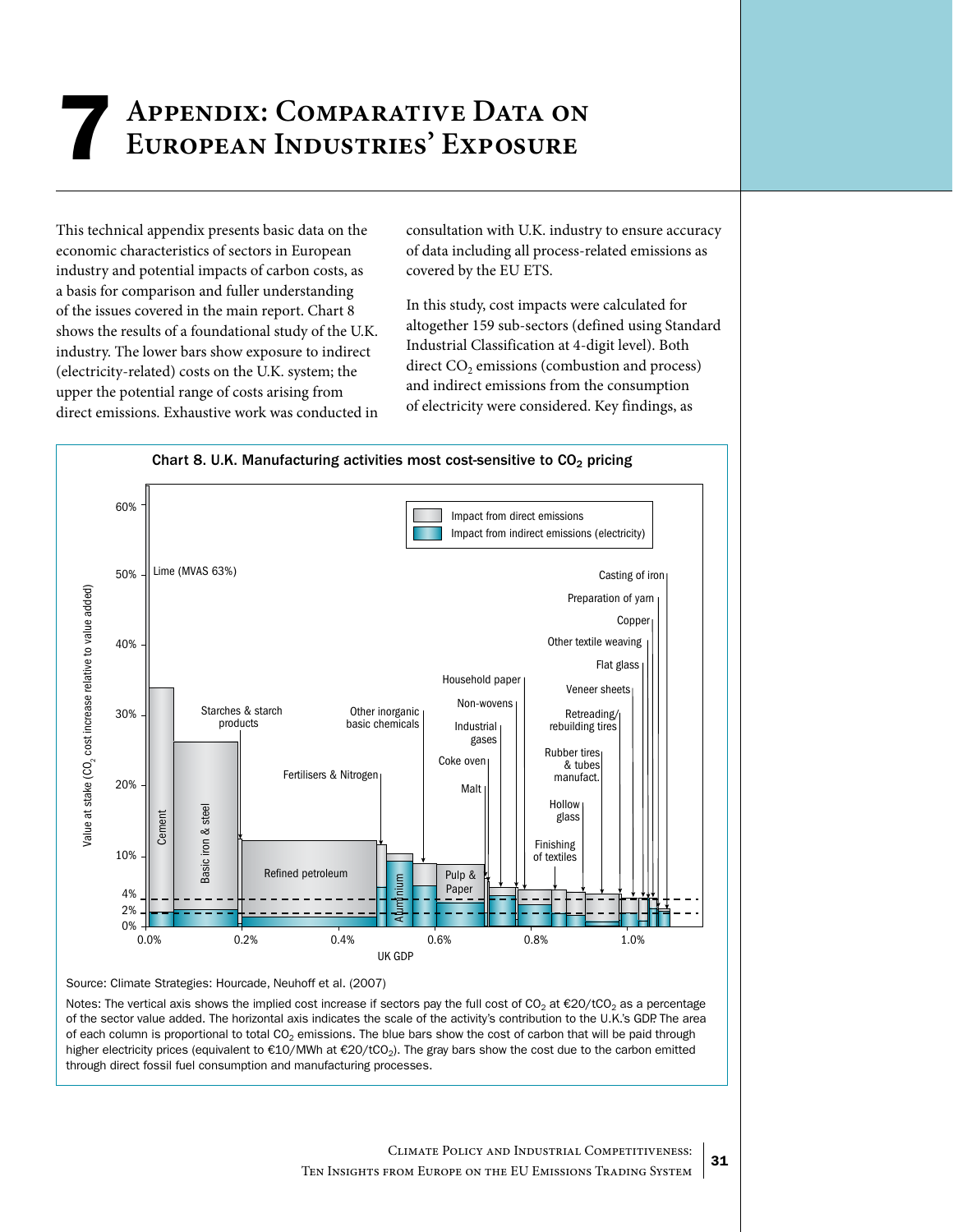# 7 Appendix: Comparative Data on European Industries' Exposure

This technical appendix presents basic data on the economic characteristics of sectors in European industry and potential impacts of carbon costs, as a basis for comparison and fuller understanding of the issues covered in the main report. Chart 8 shows the results of a foundational study of the U.K. industry. The lower bars show exposure to indirect (electricity-related) costs on the U.K. system; the upper the potential range of costs arising from direct emissions. Exhaustive work was conducted in consultation with U.K. industry to ensure accuracy of data including all process-related emissions as covered by the EU ETS.

In this study, cost impacts were calculated for altogether 159 sub-sectors (defined using Standard Industrial Classification at 4-digit level). Both direct $CO_2$ emissions (combustion and process) and indirect emissions from the consumption of electricity were considered. Key findings, as

**Chart 8. U.K. Manufacturing activities most cost-sensitive to $CO_2$ pricing**

Source: Climate Strategies: Hourcade, Neuhoff et al. (2007)

Notes: The vertical axis shows the implied cost increase if sectors pay the full cost of $CO_2$ at €20/t$CO_2$ as a percentage of the sector value added. The horizontal axis indicates the scale of the activity's contribution to the U.K.'s GDP. The area of each column is proportional to total $CO_2$ emissions. The blue bars show the cost of carbon that will be paid through higher electricity prices (equivalent to €10/MWh at €20/t$CO_2$). The gray bars show the cost due to the carbon emitted through direct fossil fuel consumption and manufacturing processes.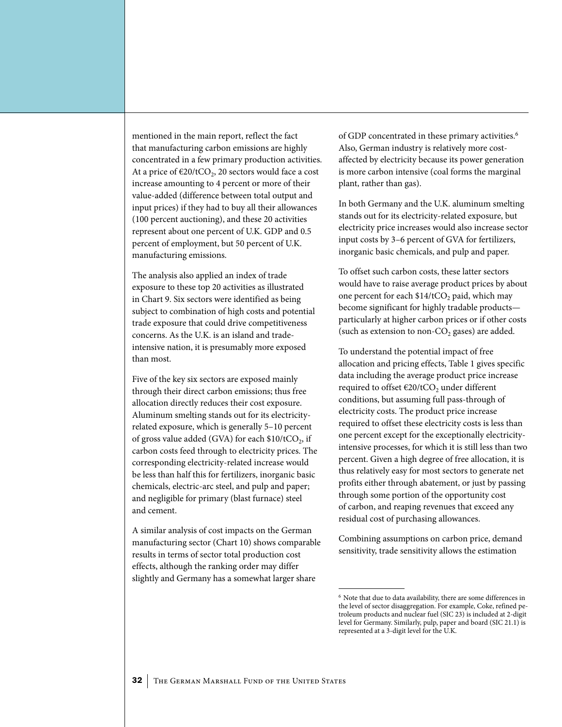mentioned in the main report, reflect the fact that manufacturing carbon emissions are highly concentrated in a few primary production activities. At a price of €20/t$CO_2$, 20 sectors would face a cost increase amounting to 4 percent or more of their value-added (difference between total output and input prices) if they had to buy all their allowances (100 percent auctioning), and these 20 activities represent about one percent of U.K. GDP and 0.5 percent of employment, but 50 percent of U.K. manufacturing emissions.

The analysis also applied an index of trade exposure to these top 20 activities as illustrated in Chart 9. Six sectors were identified as being subject to combination of high costs and potential trade exposure that could drive competitiveness concerns. As the U.K. is an island and trade-intensive nation, it is presumably more exposed than most.

Five of the key six sectors are exposed mainly through their direct carbon emissions; thus free allocation directly reduces their cost exposure. Aluminum smelting stands out for its electricity-related exposure, which is generally 5–10 percent of gross value added (GVA) for each \$10/t$CO_2$, if carbon costs feed through to electricity prices. The corresponding electricity-related increase would be less than half this for fertilizers, inorganic basic chemicals, electric-arc steel, and pulp and paper; and negligible for primary (blast furnace) steel and cement.

A similar analysis of cost impacts on the German manufacturing sector (Chart 10) shows comparable results in terms of sector total production cost effects, although the ranking order may differ slightly and Germany has a somewhat larger share of GDP concentrated in these primary activities.[6] Also, German industry is relatively more cost-affected by electricity because its power generation is more carbon intensive (coal forms the marginal plant, rather than gas).

In both Germany and the U.K. aluminum smelting stands out for its electricity-related exposure, but electricity price increases would also increase sector input costs by 3–6 percent of GVA for fertilizers, inorganic basic chemicals, and pulp and paper.

To offset such carbon costs, these latter sectors would have to raise average product prices by about one percent for each \$14/t$CO_2$ paid, which may become significant for highly tradable products—particularly at higher carbon prices or if other costs (such as extension to non-$CO_2$ gases) are added.

To understand the potential impact of free allocation and pricing effects, Table 1 gives specific data including the average product price increase required to offset €20/t$CO_2$ under different conditions, but assuming full pass-through of electricity costs. The product price increase required to offset these electricity costs is less than one percent except for the exceptionally electricity-intensive processes, for which it is still less than two percent. Given a high degree of free allocation, it is thus relatively easy for most sectors to generate net profits either through abatement, or just by passing through some portion of the opportunity cost of carbon, and reaping revenues that exceed any residual cost of purchasing allowances.

Combining assumptions on carbon price, demand sensitivity, trade sensitivity allows the estimation

---

[6] Note that due to data availability, there are some differences in the level of sector disaggregation. For example, Coke, refined petroleum products and nuclear fuel (SIC 23) is included at 2-digit level for Germany. Similarly, pulp, paper and board (SIC 21.1) is represented at a 3-digit level for the U.K.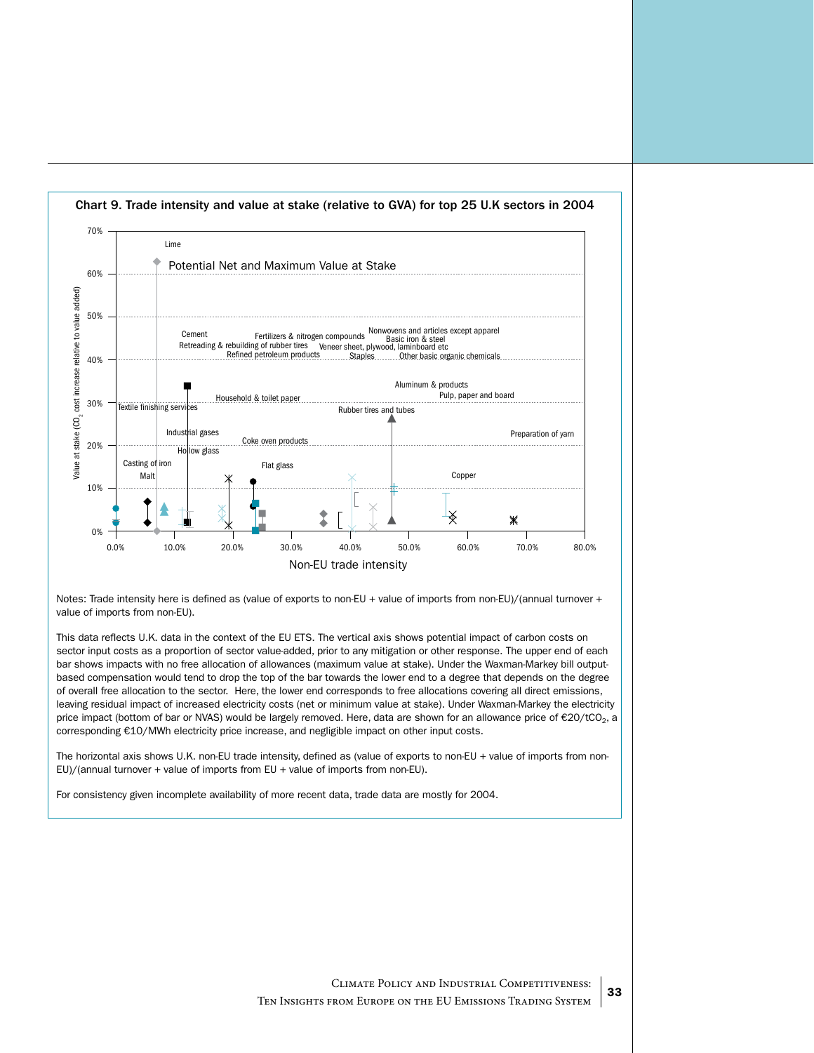**Chart 9. Trade intensity and value at stake (relative to GVA) for top 25 U.K sectors in 2004**

Potential Net and Maximum Value at Stake

Value at stake ($CO_2$ cost increase relative to value added)

Non-EU trade intensity

Lime, Cement, Retreading & rebuilding of rubber tires, Fertilizers & nitrogen compounds, Refined petroleum products, Nonwovens and articles except apparel, Basic iron & steel, Veneer sheet, plywood, laminboard etc, Staples, Other basic organic chemicals, Aluminum & products, Pulp, paper and board, Household & toilet paper, Textile finishing services, Rubber tires and tubes, Industrial gases, Preparation of yarn, Coke oven products, Hollow glass, Casting of iron, Flat glass, Malt, Copper

Notes: Trade intensity here is defined as (value of exports to non-EU + value of imports from non-EU)/(annual turnover + value of imports from non-EU).

This data reflects U.K. data in the context of the EU ETS. The vertical axis shows potential impact of carbon costs on sector input costs as a proportion of sector value-added, prior to any mitigation or other response. The upper end of each bar shows impacts with no free allocation of allowances (maximum value at stake). Under the Waxman-Markey bill output-based compensation would tend to drop the top of the bar towards the lower end to a degree that depends on the degree of overall free allocation to the sector. Here, the lower end corresponds to free allocations covering all direct emissions, leaving residual impact of increased electricity costs (net or minimum value at stake). Under Waxman-Markey the electricity price impact (bottom of bar or NVAS) would be largely removed. Here, data are shown for an allowance price of €20/t$CO_2$, a corresponding €10/MWh electricity price increase, and negligible impact on other input costs.

The horizontal axis shows U.K. non-EU trade intensity, defined as (value of exports to non-EU + value of imports from non-EU)/(annual turnover + value of imports from EU + value of imports from non-EU).

For consistency given incomplete availability of more recent data, trade data are mostly for 2004.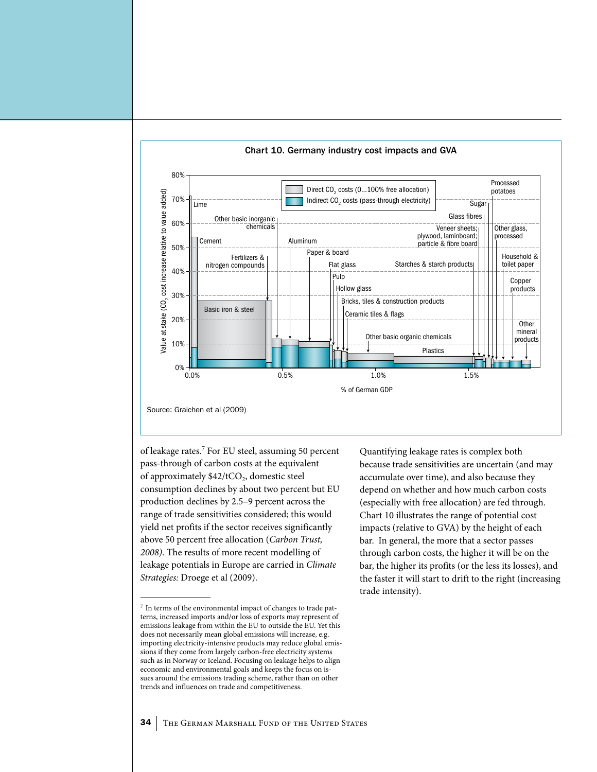**Chart 10. Germany industry cost impacts and GVA**

Source: Graichen et al (2009)

of leakage rates.[7] For EU steel, assuming 50 percent pass-through of carbon costs at the equivalent of approximately $42/tCO_2$, domestic steel consumption declines by about two percent but EU production declines by 2.5–9 percent across the range of trade sensitivities considered; this would yield net profits if the sector receives significantly above 50 percent free allocation (*Carbon Trust, 2008)*. The results of more recent modelling of leakage potentials in Europe are carried in *Climate Strategies:* Droege et al (2009).

Quantifying leakage rates is complex both because trade sensitivities are uncertain (and may accumulate over time), and also because they depend on whether and how much carbon costs (especially with free allocation) are fed through. Chart 10 illustrates the range of potential cost impacts (relative to GVA) by the height of each bar. In general, the more that a sector passes through carbon costs, the higher it will be on the bar, the higher its profits (or the less its losses), and the faster it will start to drift to the right (increasing trade intensity).

[7] In terms of the environmental impact of changes to trade patterns, increased imports and/or loss of exports may represent of emissions leakage from within the EU to outside the EU. Yet this does not necessarily mean global emissions will increase, e.g. importing electricity-intensive products may reduce global emissions if they come from largely carbon-free electricity systems such as in Norway or Iceland. Focusing on leakage helps to align economic and environmental goals and keeps the focus on issues around the emissions trading scheme, rather than on other trends and influences on trade and competitiveness.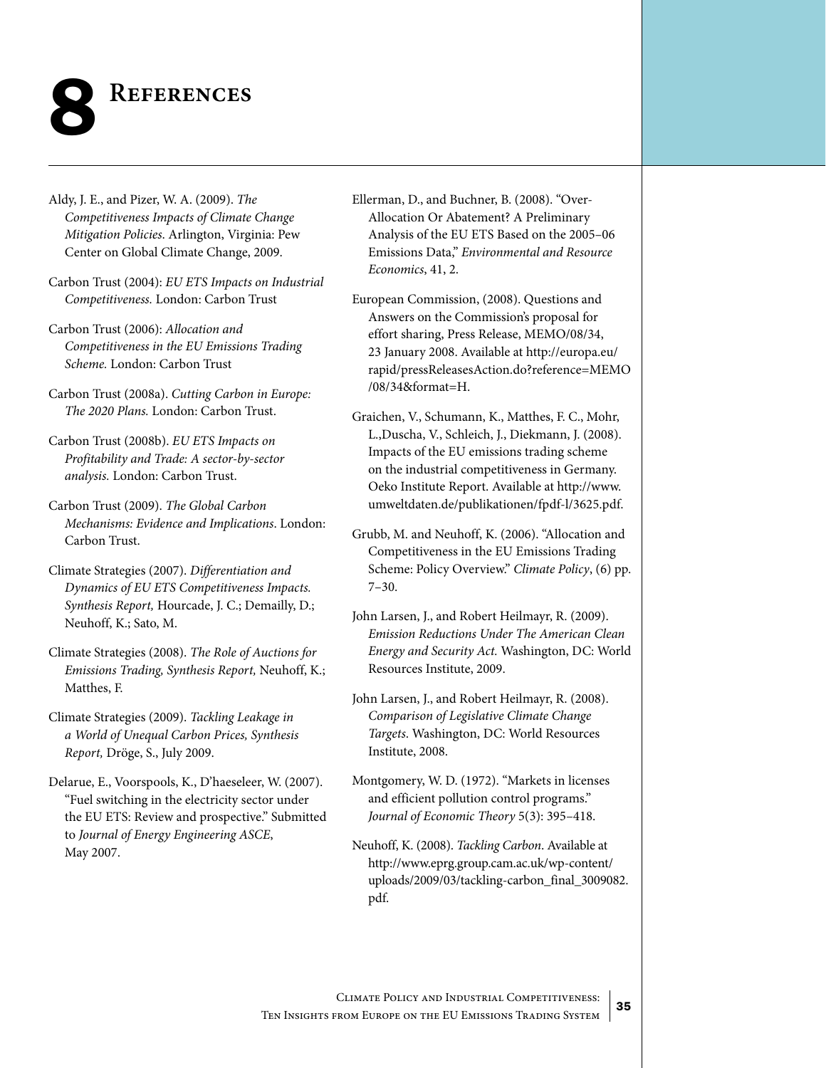# 8 References

Aldy, J. E., and Pizer, W. A. (2009). *The Competitiveness Impacts of Climate Change Mitigation Policies.* Arlington, Virginia: Pew Center on Global Climate Change, 2009.

Carbon Trust (2004): *EU ETS Impacts on Industrial Competitiveness.* London: Carbon Trust

Carbon Trust (2006): *Allocation and Competitiveness in the EU Emissions Trading Scheme.* London: Carbon Trust

Carbon Trust (2008a). *Cutting Carbon in Europe: The 2020 Plans.* London: Carbon Trust.

Carbon Trust (2008b). *EU ETS Impacts on Profitability and Trade: A sector-by-sector analysis.* London: Carbon Trust.

Carbon Trust (2009). *The Global Carbon Mechanisms: Evidence and Implications*. London: Carbon Trust.

Climate Strategies (2007). *Differentiation and Dynamics of EU ETS Competitiveness Impacts. Synthesis Report,* Hourcade, J. C.; Demailly, D.; Neuhoff, K.; Sato, M.

Climate Strategies (2008). *The Role of Auctions for Emissions Trading, Synthesis Report,* Neuhoff, K.; Matthes, F.

Climate Strategies (2009). *Tackling Leakage in a World of Unequal Carbon Prices, Synthesis Report,* Dröge, S., July 2009.

Delarue, E., Voorspools, K., D'haeseleer, W. (2007). "Fuel switching in the electricity sector under the EU ETS: Review and prospective." Submitted to *Journal of Energy Engineering ASCE*, May 2007.

Ellerman, D., and Buchner, B. (2008). "Over-Allocation Or Abatement? A Preliminary Analysis of the EU ETS Based on the 2005–06 Emissions Data," *Environmental and Resource Economics*, 41, 2.

European Commission, (2008). Questions and Answers on the Commission's proposal for effort sharing, Press Release, MEMO/08/34, 23 January 2008. Available at http://europa.eu/rapid/pressReleasesAction.do?reference=MEMO/08/34&format=H.

Graichen, V., Schumann, K., Matthes, F. C., Mohr, L.,Duscha, V., Schleich, J., Diekmann, J. (2008). Impacts of the EU emissions trading scheme on the industrial competitiveness in Germany. Oeko Institute Report. Available at http://www.umweltdaten.de/publikationen/fpdf-l/3625.pdf.

Grubb, M. and Neuhoff, K. (2006). "Allocation and Competitiveness in the EU Emissions Trading Scheme: Policy Overview." *Climate Policy*, (6) pp. 7–30.

John Larsen, J., and Robert Heilmayr, R. (2009). *Emission Reductions Under The American Clean Energy and Security Act.* Washington, DC: World Resources Institute, 2009.

John Larsen, J., and Robert Heilmayr, R. (2008). *Comparison of Legislative Climate Change Targets*. Washington, DC: World Resources Institute, 2008.

Montgomery, W. D. (1972). "Markets in licenses and efficient pollution control programs." *Journal of Economic Theory* 5(3): 395–418.

Neuhoff, K. (2008). *Tackling Carbon*. Available at http://www.eprg.group.cam.ac.uk/wp-content/uploads/2009/03/tackling-carbon_final_3009082.pdf.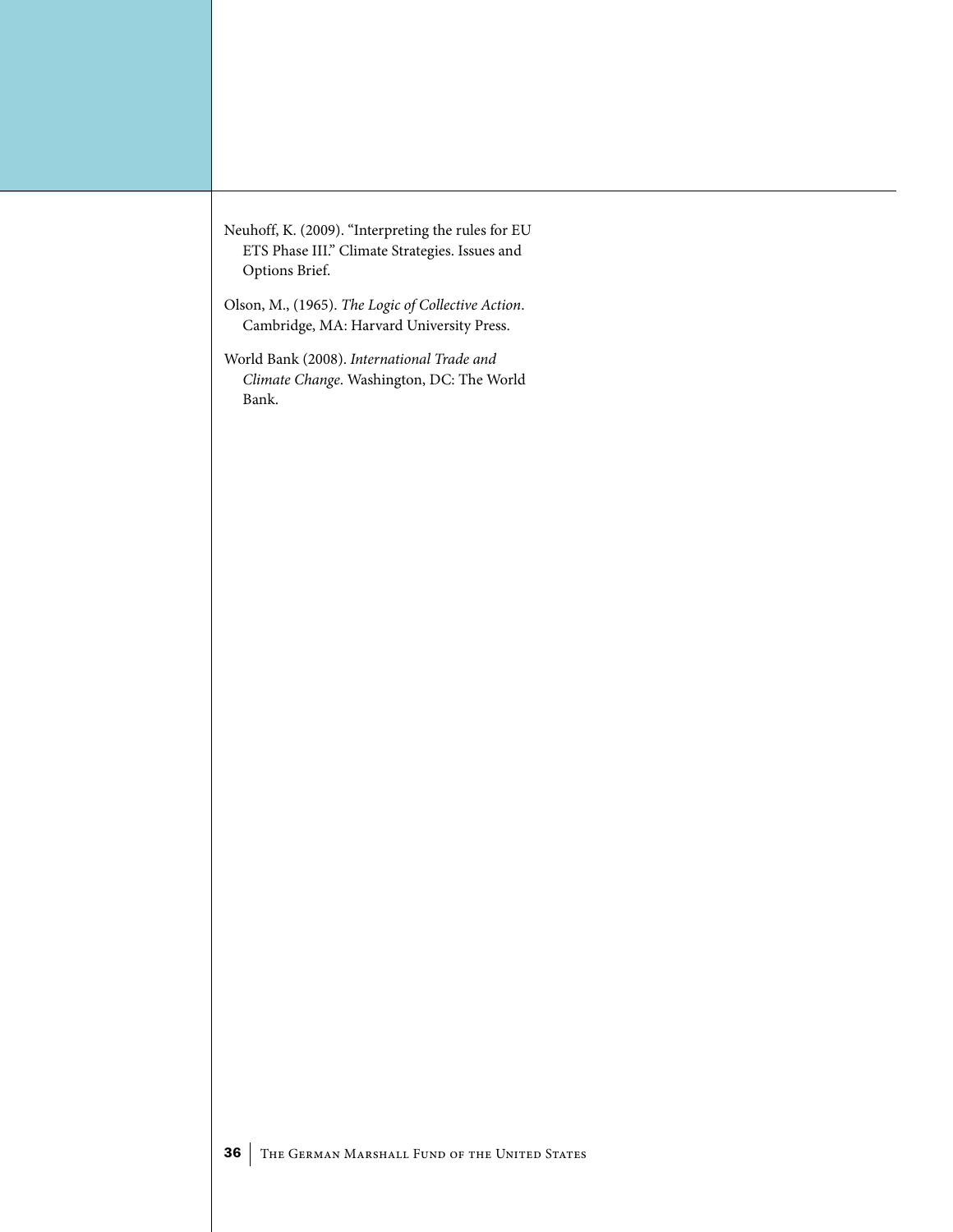Neuhoff, K. (2009). "Interpreting the rules for EU ETS Phase III." Climate Strategies. Issues and Options Brief.

Olson, M., (1965). *The Logic of Collective Action*. Cambridge, MA: Harvard University Press.

World Bank (2008). *International Trade and Climate Change*. Washington, DC: The World Bank.